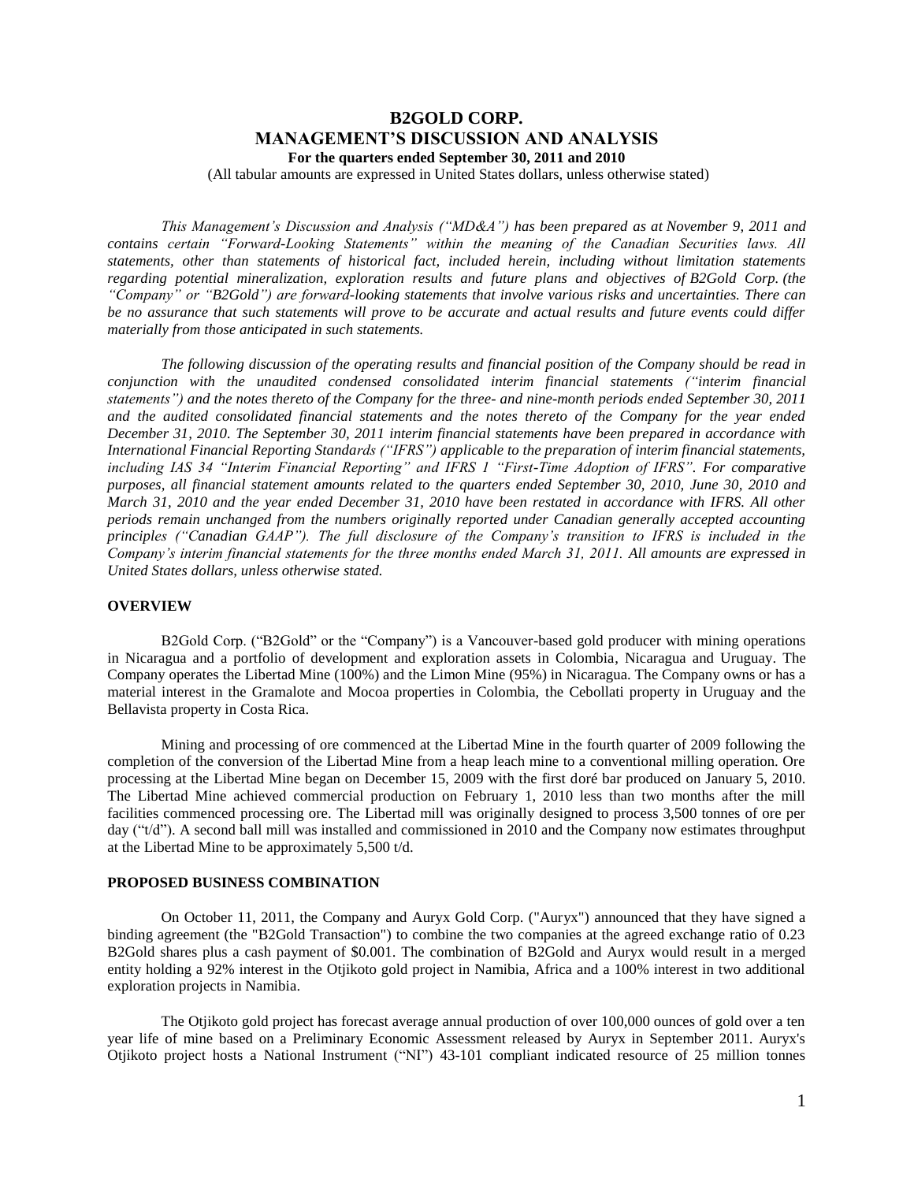# B2GOLD CORP.
# MANAGEMENT'S DISCUSSION AND ANALYSIS

**For the quarters ended September 30, 2011 and 2010**

(All tabular amounts are expressed in United States dollars, unless otherwise stated)

*This Management's Discussion and Analysis ("MD&A") has been prepared as at November 9, 2011 and contains certain "Forward-Looking Statements" within the meaning of the Canadian Securities laws. All statements, other than statements of historical fact, included herein, including without limitation statements regarding potential mineralization, exploration results and future plans and objectives of B2Gold Corp. (the "Company" or "B2Gold") are forward-looking statements that involve various risks and uncertainties. There can be no assurance that such statements will prove to be accurate and actual results and future events could differ materially from those anticipated in such statements.*

*The following discussion of the operating results and financial position of the Company should be read in conjunction with the unaudited condensed consolidated interim financial statements ("interim financial statements") and the notes thereto of the Company for the three- and nine-month periods ended September 30, 2011 and the audited consolidated financial statements and the notes thereto of the Company for the year ended December 31, 2010. The September 30, 2011 interim financial statements have been prepared in accordance with International Financial Reporting Standards ("IFRS") applicable to the preparation of interim financial statements, including IAS 34 "Interim Financial Reporting" and IFRS 1 "First-Time Adoption of IFRS". For comparative purposes, all financial statement amounts related to the quarters ended September 30, 2010, June 30, 2010 and March 31, 2010 and the year ended December 31, 2010 have been restated in accordance with IFRS. All other periods remain unchanged from the numbers originally reported under Canadian generally accepted accounting principles ("Canadian GAAP"). The full disclosure of the Company's transition to IFRS is included in the Company's interim financial statements for the three months ended March 31, 2011. All amounts are expressed in United States dollars, unless otherwise stated.*

## OVERVIEW

B2Gold Corp. ("B2Gold" or the "Company") is a Vancouver-based gold producer with mining operations in Nicaragua and a portfolio of development and exploration assets in Colombia, Nicaragua and Uruguay. The Company operates the Libertad Mine (100%) and the Limon Mine (95%) in Nicaragua. The Company owns or has a material interest in the Gramalote and Mocoa properties in Colombia, the Cebollati property in Uruguay and the Bellavista property in Costa Rica.

Mining and processing of ore commenced at the Libertad Mine in the fourth quarter of 2009 following the completion of the conversion of the Libertad Mine from a heap leach mine to a conventional milling operation. Ore processing at the Libertad Mine began on December 15, 2009 with the first doré bar produced on January 5, 2010. The Libertad Mine achieved commercial production on February 1, 2010 less than two months after the mill facilities commenced processing ore. The Libertad mill was originally designed to process 3,500 tonnes of ore per day ("t/d"). A second ball mill was installed and commissioned in 2010 and the Company now estimates throughput at the Libertad Mine to be approximately 5,500 t/d.

## PROPOSED BUSINESS COMBINATION

On October 11, 2011, the Company and Auryx Gold Corp. ("Auryx") announced that they have signed a binding agreement (the "B2Gold Transaction") to combine the two companies at the agreed exchange ratio of 0.23 B2Gold shares plus a cash payment of $0.001. The combination of B2Gold and Auryx would result in a merged entity holding a 92% interest in the Otjikoto gold project in Namibia, Africa and a 100% interest in two additional exploration projects in Namibia.

The Otjikoto gold project has forecast average annual production of over 100,000 ounces of gold over a ten year life of mine based on a Preliminary Economic Assessment released by Auryx in September 2011. Auryx's Otjikoto project hosts a National Instrument ("NI") 43-101 compliant indicated resource of 25 million tonnes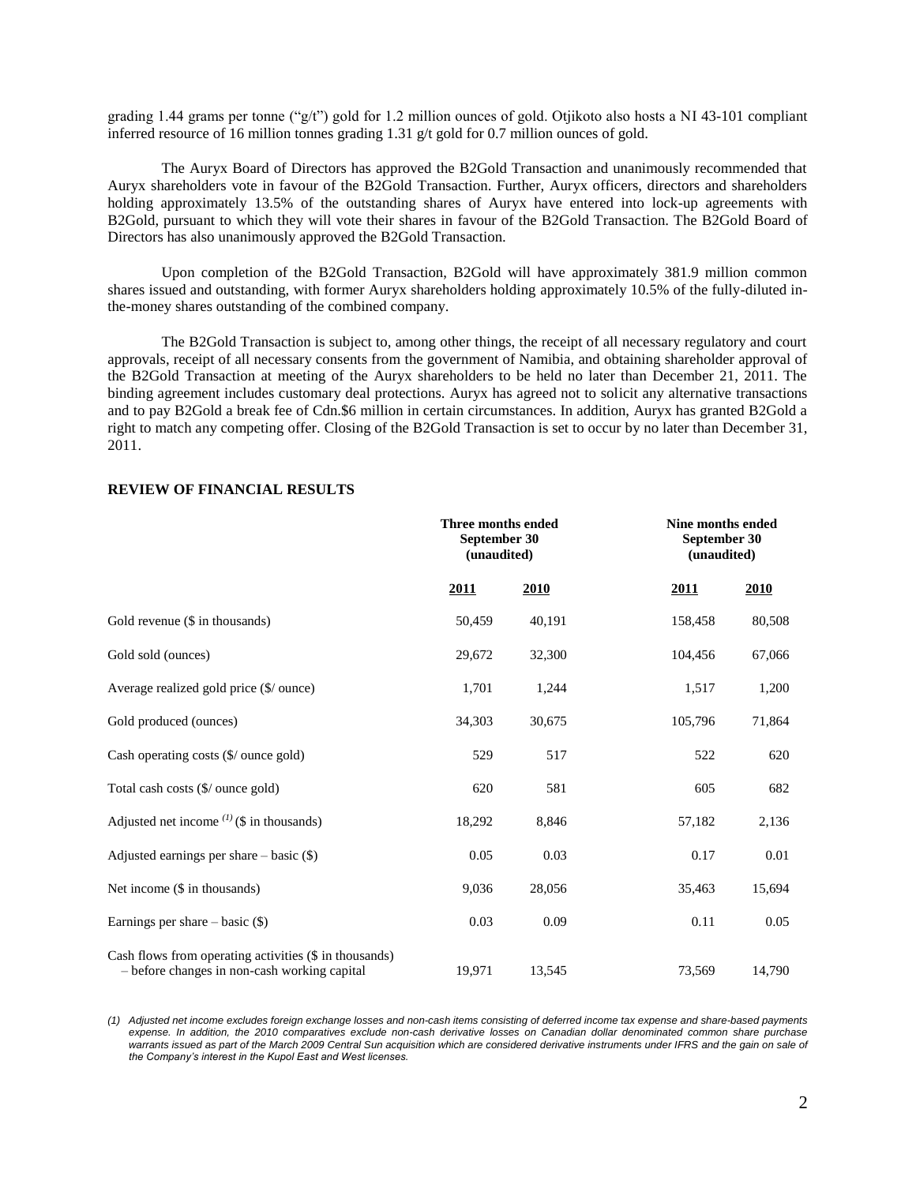grading 1.44 grams per tonne ("g/t") gold for 1.2 million ounces of gold. Otjikoto also hosts a NI 43-101 compliant inferred resource of 16 million tonnes grading 1.31 g/t gold for 0.7 million ounces of gold.

The Auryx Board of Directors has approved the B2Gold Transaction and unanimously recommended that Auryx shareholders vote in favour of the B2Gold Transaction. Further, Auryx officers, directors and shareholders holding approximately 13.5% of the outstanding shares of Auryx have entered into lock-up agreements with B2Gold, pursuant to which they will vote their shares in favour of the B2Gold Transaction. The B2Gold Board of Directors has also unanimously approved the B2Gold Transaction.

Upon completion of the B2Gold Transaction, B2Gold will have approximately 381.9 million common shares issued and outstanding, with former Auryx shareholders holding approximately 10.5% of the fully-diluted in-the-money shares outstanding of the combined company.

The B2Gold Transaction is subject to, among other things, the receipt of all necessary regulatory and court approvals, receipt of all necessary consents from the government of Namibia, and obtaining shareholder approval of the B2Gold Transaction at meeting of the Auryx shareholders to be held no later than December 21, 2011. The binding agreement includes customary deal protections. Auryx has agreed not to solicit any alternative transactions and to pay B2Gold a break fee of Cdn.$6 million in certain circumstances. In addition, Auryx has granted B2Gold a right to match any competing offer. Closing of the B2Gold Transaction is set to occur by no later than December 31, 2011.

## REVIEW OF FINANCIAL RESULTS

| | Three months ended September 30 (unaudited) | | Nine months ended September 30 (unaudited) | |
|---|---|---|---|---|
| | **2011** | **2010** | **2011** | **2010** |
| Gold revenue ($ in thousands) | 50,459 | 40,191 | 158,458 | 80,508 |
| Gold sold (ounces) | 29,672 | 32,300 | 104,456 | 67,066 |
| Average realized gold price ($/ ounce) | 1,701 | 1,244 | 1,517 | 1,200 |
| Gold produced (ounces) | 34,303 | 30,675 | 105,796 | 71,864 |
| Cash operating costs ($/ ounce gold) | 529 | 517 | 522 | 620 |
| Total cash costs ($/ ounce gold) | 620 | 581 | 605 | 682 |
| Adjusted net income [(1)] ($ in thousands) | 18,292 | 8,846 | 57,182 | 2,136 |
| Adjusted earnings per share – basic ($) | 0.05 | 0.03 | 0.17 | 0.01 |
| Net income ($ in thousands) | 9,036 | 28,056 | 35,463 | 15,694 |
| Earnings per share – basic ($) | 0.03 | 0.09 | 0.11 | 0.05 |
| Cash flows from operating activities ($ in thousands) – before changes in non-cash working capital | 19,971 | 13,545 | 73,569 | 14,790 |

*(1) Adjusted net income excludes foreign exchange losses and non-cash items consisting of deferred income tax expense and share-based payments expense. In addition, the 2010 comparatives exclude non-cash derivative losses on Canadian dollar denominated common share purchase warrants issued as part of the March 2009 Central Sun acquisition which are considered derivative instruments under IFRS and the gain on sale of the Company's interest in the Kupol East and West licenses.*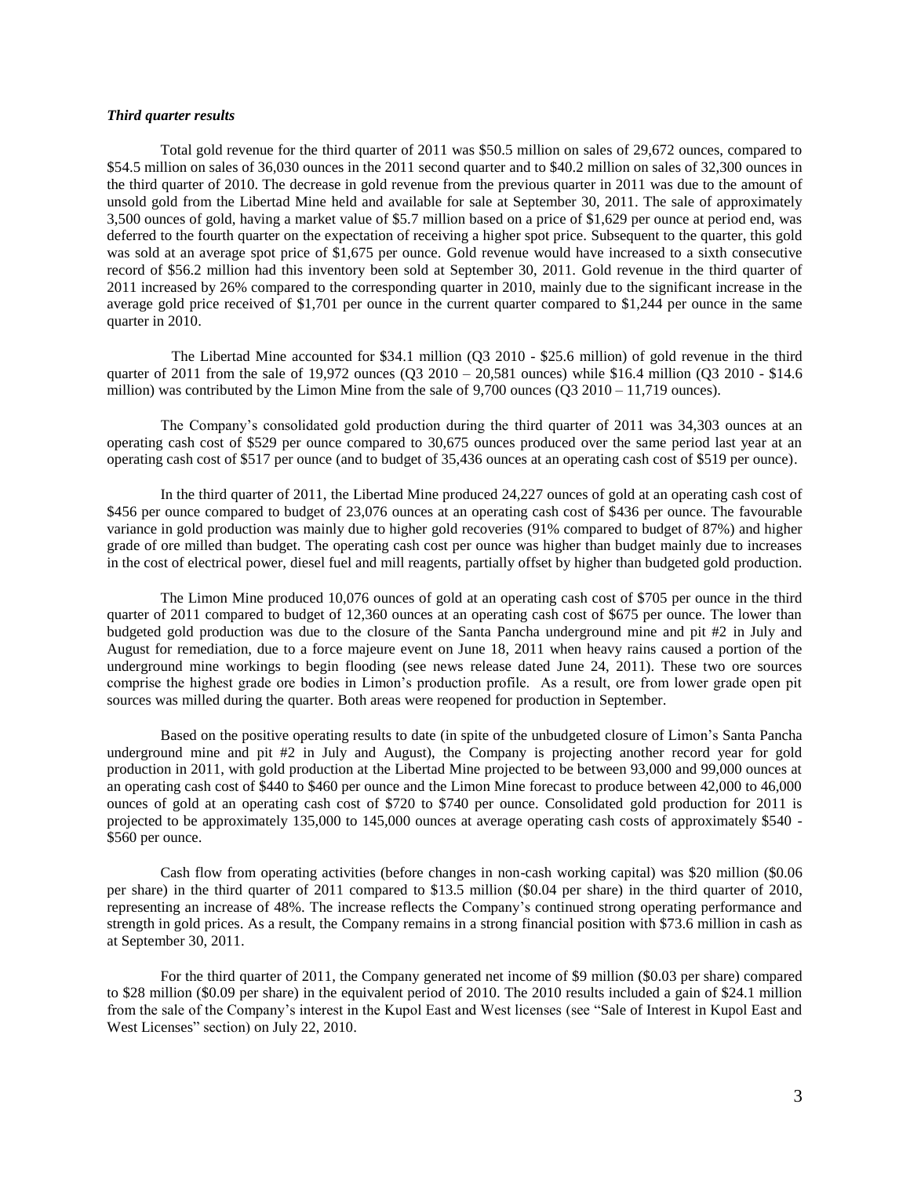***Third quarter results***

Total gold revenue for the third quarter of 2011 was \$50.5 million on sales of 29,672 ounces, compared to \$54.5 million on sales of 36,030 ounces in the 2011 second quarter and to \$40.2 million on sales of 32,300 ounces in the third quarter of 2010. The decrease in gold revenue from the previous quarter in 2011 was due to the amount of unsold gold from the Libertad Mine held and available for sale at September 30, 2011. The sale of approximately 3,500 ounces of gold, having a market value of \$5.7 million based on a price of \$1,629 per ounce at period end, was deferred to the fourth quarter on the expectation of receiving a higher spot price. Subsequent to the quarter, this gold was sold at an average spot price of \$1,675 per ounce. Gold revenue would have increased to a sixth consecutive record of \$56.2 million had this inventory been sold at September 30, 2011. Gold revenue in the third quarter of 2011 increased by 26% compared to the corresponding quarter in 2010, mainly due to the significant increase in the average gold price received of \$1,701 per ounce in the current quarter compared to \$1,244 per ounce in the same quarter in 2010.

The Libertad Mine accounted for \$34.1 million (Q3 2010 - \$25.6 million) of gold revenue in the third quarter of 2011 from the sale of 19,972 ounces (Q3 2010 – 20,581 ounces) while \$16.4 million (Q3 2010 - \$14.6 million) was contributed by the Limon Mine from the sale of 9,700 ounces (Q3 2010 – 11,719 ounces).

The Company's consolidated gold production during the third quarter of 2011 was 34,303 ounces at an operating cash cost of \$529 per ounce compared to 30,675 ounces produced over the same period last year at an operating cash cost of \$517 per ounce (and to budget of 35,436 ounces at an operating cash cost of \$519 per ounce).

In the third quarter of 2011, the Libertad Mine produced 24,227 ounces of gold at an operating cash cost of \$456 per ounce compared to budget of 23,076 ounces at an operating cash cost of \$436 per ounce. The favourable variance in gold production was mainly due to higher gold recoveries (91% compared to budget of 87%) and higher grade of ore milled than budget. The operating cash cost per ounce was higher than budget mainly due to increases in the cost of electrical power, diesel fuel and mill reagents, partially offset by higher than budgeted gold production.

The Limon Mine produced 10,076 ounces of gold at an operating cash cost of \$705 per ounce in the third quarter of 2011 compared to budget of 12,360 ounces at an operating cash cost of \$675 per ounce. The lower than budgeted gold production was due to the closure of the Santa Pancha underground mine and pit #2 in July and August for remediation, due to a force majeure event on June 18, 2011 when heavy rains caused a portion of the underground mine workings to begin flooding (see news release dated June 24, 2011). These two ore sources comprise the highest grade ore bodies in Limon's production profile. As a result, ore from lower grade open pit sources was milled during the quarter. Both areas were reopened for production in September.

Based on the positive operating results to date (in spite of the unbudgeted closure of Limon's Santa Pancha underground mine and pit #2 in July and August), the Company is projecting another record year for gold production in 2011, with gold production at the Libertad Mine projected to be between 93,000 and 99,000 ounces at an operating cash cost of \$440 to \$460 per ounce and the Limon Mine forecast to produce between 42,000 to 46,000 ounces of gold at an operating cash cost of \$720 to \$740 per ounce. Consolidated gold production for 2011 is projected to be approximately 135,000 to 145,000 ounces at average operating cash costs of approximately \$540 - \$560 per ounce.

Cash flow from operating activities (before changes in non-cash working capital) was \$20 million (\$0.06 per share) in the third quarter of 2011 compared to \$13.5 million (\$0.04 per share) in the third quarter of 2010, representing an increase of 48%. The increase reflects the Company's continued strong operating performance and strength in gold prices. As a result, the Company remains in a strong financial position with \$73.6 million in cash as at September 30, 2011.

For the third quarter of 2011, the Company generated net income of \$9 million (\$0.03 per share) compared to \$28 million (\$0.09 per share) in the equivalent period of 2010. The 2010 results included a gain of \$24.1 million from the sale of the Company's interest in the Kupol East and West licenses (see "Sale of Interest in Kupol East and West Licenses" section) on July 22, 2010.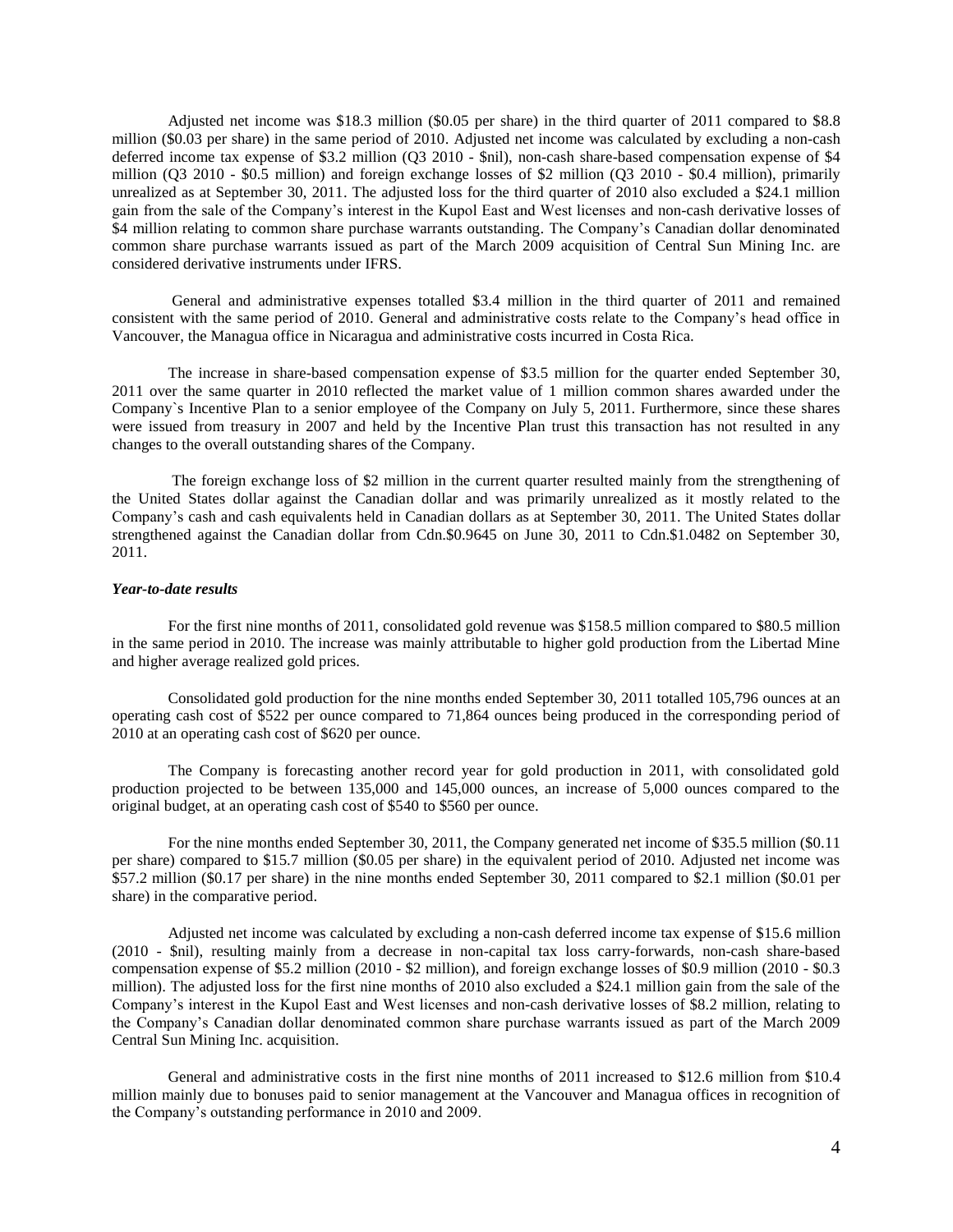Adjusted net income was $18.3 million ($0.05 per share) in the third quarter of 2011 compared to $8.8 million ($0.03 per share) in the same period of 2010. Adjusted net income was calculated by excluding a non-cash deferred income tax expense of $3.2 million (Q3 2010 - $nil), non-cash share-based compensation expense of $4 million (Q3 2010 - $0.5 million) and foreign exchange losses of $2 million (Q3 2010 - $0.4 million), primarily unrealized as at September 30, 2011. The adjusted loss for the third quarter of 2010 also excluded a $24.1 million gain from the sale of the Company's interest in the Kupol East and West licenses and non-cash derivative losses of $4 million relating to common share purchase warrants outstanding. The Company's Canadian dollar denominated common share purchase warrants issued as part of the March 2009 acquisition of Central Sun Mining Inc. are considered derivative instruments under IFRS.

General and administrative expenses totalled $3.4 million in the third quarter of 2011 and remained consistent with the same period of 2010. General and administrative costs relate to the Company's head office in Vancouver, the Managua office in Nicaragua and administrative costs incurred in Costa Rica.

The increase in share-based compensation expense of $3.5 million for the quarter ended September 30, 2011 over the same quarter in 2010 reflected the market value of 1 million common shares awarded under the Company`s Incentive Plan to a senior employee of the Company on July 5, 2011. Furthermore, since these shares were issued from treasury in 2007 and held by the Incentive Plan trust this transaction has not resulted in any changes to the overall outstanding shares of the Company.

The foreign exchange loss of $2 million in the current quarter resulted mainly from the strengthening of the United States dollar against the Canadian dollar and was primarily unrealized as it mostly related to the Company's cash and cash equivalents held in Canadian dollars as at September 30, 2011. The United States dollar strengthened against the Canadian dollar from Cdn.$0.9645 on June 30, 2011 to Cdn.$1.0482 on September 30, 2011.

***Year-to-date results***

For the first nine months of 2011, consolidated gold revenue was $158.5 million compared to $80.5 million in the same period in 2010. The increase was mainly attributable to higher gold production from the Libertad Mine and higher average realized gold prices.

Consolidated gold production for the nine months ended September 30, 2011 totalled 105,796 ounces at an operating cash cost of $522 per ounce compared to 71,864 ounces being produced in the corresponding period of 2010 at an operating cash cost of $620 per ounce.

The Company is forecasting another record year for gold production in 2011, with consolidated gold production projected to be between 135,000 and 145,000 ounces, an increase of 5,000 ounces compared to the original budget, at an operating cash cost of $540 to $560 per ounce.

For the nine months ended September 30, 2011, the Company generated net income of $35.5 million ($0.11 per share) compared to $15.7 million ($0.05 per share) in the equivalent period of 2010. Adjusted net income was $57.2 million ($0.17 per share) in the nine months ended September 30, 2011 compared to $2.1 million ($0.01 per share) in the comparative period.

Adjusted net income was calculated by excluding a non-cash deferred income tax expense of $15.6 million (2010 - $nil), resulting mainly from a decrease in non-capital tax loss carry-forwards, non-cash share-based compensation expense of $5.2 million (2010 - $2 million), and foreign exchange losses of $0.9 million (2010 - $0.3 million). The adjusted loss for the first nine months of 2010 also excluded a $24.1 million gain from the sale of the Company's interest in the Kupol East and West licenses and non-cash derivative losses of $8.2 million, relating to the Company's Canadian dollar denominated common share purchase warrants issued as part of the March 2009 Central Sun Mining Inc. acquisition.

General and administrative costs in the first nine months of 2011 increased to $12.6 million from $10.4 million mainly due to bonuses paid to senior management at the Vancouver and Managua offices in recognition of the Company's outstanding performance in 2010 and 2009.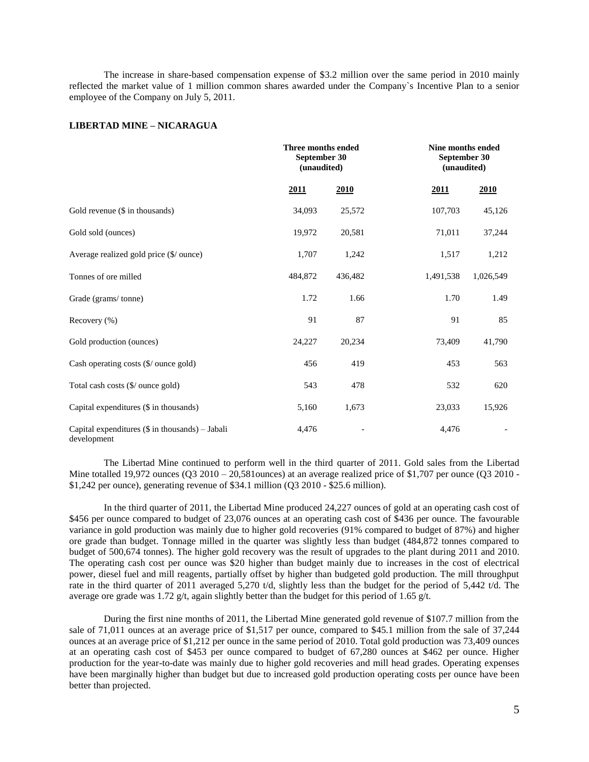The increase in share-based compensation expense of $3.2 million over the same period in 2010 mainly reflected the market value of 1 million common shares awarded under the Company`s Incentive Plan to a senior employee of the Company on July 5, 2011.

**LIBERTAD MINE – NICARAGUA**

| | Three months ended September 30 (unaudited) | | Nine months ended September 30 (unaudited) | |
|---|---|---|---|---|
| | **2011** | **2010** | **2011** | **2010** |
| Gold revenue ($ in thousands) | 34,093 | 25,572 | 107,703 | 45,126 |
| Gold sold (ounces) | 19,972 | 20,581 | 71,011 | 37,244 |
| Average realized gold price ($/ ounce) | 1,707 | 1,242 | 1,517 | 1,212 |
| Tonnes of ore milled | 484,872 | 436,482 | 1,491,538 | 1,026,549 |
| Grade (grams/ tonne) | 1.72 | 1.66 | 1.70 | 1.49 |
| Recovery (%) | 91 | 87 | 91 | 85 |
| Gold production (ounces) | 24,227 | 20,234 | 73,409 | 41,790 |
| Cash operating costs ($/ ounce gold) | 456 | 419 | 453 | 563 |
| Total cash costs ($/ ounce gold) | 543 | 478 | 532 | 620 |
| Capital expenditures ($ in thousands) | 5,160 | 1,673 | 23,033 | 15,926 |
| Capital expenditures ($ in thousands) – Jabali development | 4,476 | - | 4,476 | - |

The Libertad Mine continued to perform well in the third quarter of 2011. Gold sales from the Libertad Mine totalled 19,972 ounces (Q3 2010 – 20,581ounces) at an average realized price of $1,707 per ounce (Q3 2010 - $1,242 per ounce), generating revenue of $34.1 million (Q3 2010 - $25.6 million).

In the third quarter of 2011, the Libertad Mine produced 24,227 ounces of gold at an operating cash cost of $456 per ounce compared to budget of 23,076 ounces at an operating cash cost of $436 per ounce. The favourable variance in gold production was mainly due to higher gold recoveries (91% compared to budget of 87%) and higher ore grade than budget. Tonnage milled in the quarter was slightly less than budget (484,872 tonnes compared to budget of 500,674 tonnes). The higher gold recovery was the result of upgrades to the plant during 2011 and 2010. The operating cash cost per ounce was $20 higher than budget mainly due to increases in the cost of electrical power, diesel fuel and mill reagents, partially offset by higher than budgeted gold production. The mill throughput rate in the third quarter of 2011 averaged 5,270 t/d, slightly less than the budget for the period of 5,442 t/d. The average ore grade was 1.72 g/t, again slightly better than the budget for this period of 1.65 g/t.

During the first nine months of 2011, the Libertad Mine generated gold revenue of $107.7 million from the sale of 71,011 ounces at an average price of $1,517 per ounce, compared to $45.1 million from the sale of 37,244 ounces at an average price of $1,212 per ounce in the same period of 2010. Total gold production was 73,409 ounces at an operating cash cost of $453 per ounce compared to budget of 67,280 ounces at $462 per ounce. Higher production for the year-to-date was mainly due to higher gold recoveries and mill head grades. Operating expenses have been marginally higher than budget but due to increased gold production operating costs per ounce have been better than projected.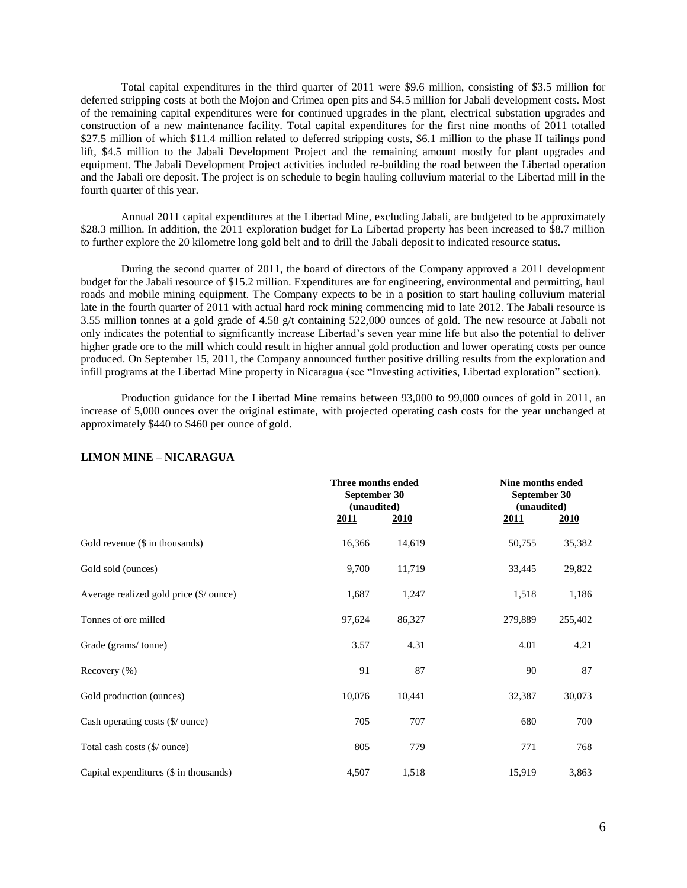Total capital expenditures in the third quarter of 2011 were $9.6 million, consisting of $3.5 million for deferred stripping costs at both the Mojon and Crimea open pits and $4.5 million for Jabali development costs. Most of the remaining capital expenditures were for continued upgrades in the plant, electrical substation upgrades and construction of a new maintenance facility. Total capital expenditures for the first nine months of 2011 totalled $27.5 million of which $11.4 million related to deferred stripping costs, $6.1 million to the phase II tailings pond lift, $4.5 million to the Jabali Development Project and the remaining amount mostly for plant upgrades and equipment. The Jabali Development Project activities included re-building the road between the Libertad operation and the Jabali ore deposit. The project is on schedule to begin hauling colluvium material to the Libertad mill in the fourth quarter of this year.

Annual 2011 capital expenditures at the Libertad Mine, excluding Jabali, are budgeted to be approximately $28.3 million. In addition, the 2011 exploration budget for La Libertad property has been increased to $8.7 million to further explore the 20 kilometre long gold belt and to drill the Jabali deposit to indicated resource status.

During the second quarter of 2011, the board of directors of the Company approved a 2011 development budget for the Jabali resource of $15.2 million. Expenditures are for engineering, environmental and permitting, haul roads and mobile mining equipment. The Company expects to be in a position to start hauling colluvium material late in the fourth quarter of 2011 with actual hard rock mining commencing mid to late 2012. The Jabali resource is 3.55 million tonnes at a gold grade of 4.58 g/t containing 522,000 ounces of gold. The new resource at Jabali not only indicates the potential to significantly increase Libertad's seven year mine life but also the potential to deliver higher grade ore to the mill which could result in higher annual gold production and lower operating costs per ounce produced. On September 15, 2011, the Company announced further positive drilling results from the exploration and infill programs at the Libertad Mine property in Nicaragua (see "Investing activities, Libertad exploration" section).

Production guidance for the Libertad Mine remains between 93,000 to 99,000 ounces of gold in 2011, an increase of 5,000 ounces over the original estimate, with projected operating cash costs for the year unchanged at approximately $440 to $460 per ounce of gold.

**LIMON MINE – NICARAGUA**

| | Three months ended September 30 (unaudited) | | Nine months ended September 30 (unaudited) | |
|---|---|---|---|---|
| | 2011 | 2010 | 2011 | 2010 |
| Gold revenue ($ in thousands) | 16,366 | 14,619 | 50,755 | 35,382 |
| Gold sold (ounces) | 9,700 | 11,719 | 33,445 | 29,822 |
| Average realized gold price ($/ ounce) | 1,687 | 1,247 | 1,518 | 1,186 |
| Tonnes of ore milled | 97,624 | 86,327 | 279,889 | 255,402 |
| Grade (grams/ tonne) | 3.57 | 4.31 | 4.01 | 4.21 |
| Recovery (%) | 91 | 87 | 90 | 87 |
| Gold production (ounces) | 10,076 | 10,441 | 32,387 | 30,073 |
| Cash operating costs ($/ ounce) | 705 | 707 | 680 | 700 |
| Total cash costs ($/ ounce) | 805 | 779 | 771 | 768 |
| Capital expenditures ($ in thousands) | 4,507 | 1,518 | 15,919 | 3,863 |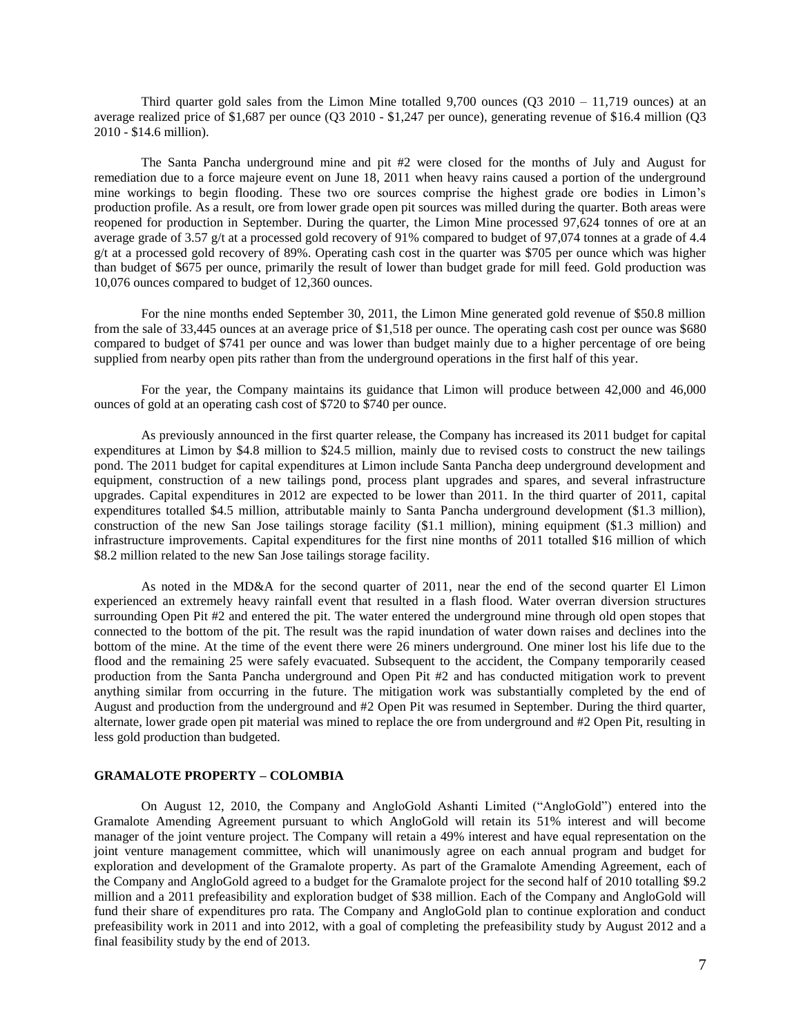Third quarter gold sales from the Limon Mine totalled 9,700 ounces (Q3 2010 – 11,719 ounces) at an average realized price of $1,687 per ounce (Q3 2010 - $1,247 per ounce), generating revenue of $16.4 million (Q3 2010 - $14.6 million).

The Santa Pancha underground mine and pit #2 were closed for the months of July and August for remediation due to a force majeure event on June 18, 2011 when heavy rains caused a portion of the underground mine workings to begin flooding. These two ore sources comprise the highest grade ore bodies in Limon's production profile. As a result, ore from lower grade open pit sources was milled during the quarter. Both areas were reopened for production in September. During the quarter, the Limon Mine processed 97,624 tonnes of ore at an average grade of 3.57 g/t at a processed gold recovery of 91% compared to budget of 97,074 tonnes at a grade of 4.4 g/t at a processed gold recovery of 89%. Operating cash cost in the quarter was $705 per ounce which was higher than budget of $675 per ounce, primarily the result of lower than budget grade for mill feed. Gold production was 10,076 ounces compared to budget of 12,360 ounces.

For the nine months ended September 30, 2011, the Limon Mine generated gold revenue of $50.8 million from the sale of 33,445 ounces at an average price of $1,518 per ounce. The operating cash cost per ounce was $680 compared to budget of $741 per ounce and was lower than budget mainly due to a higher percentage of ore being supplied from nearby open pits rather than from the underground operations in the first half of this year.

For the year, the Company maintains its guidance that Limon will produce between 42,000 and 46,000 ounces of gold at an operating cash cost of $720 to $740 per ounce.

As previously announced in the first quarter release, the Company has increased its 2011 budget for capital expenditures at Limon by $4.8 million to $24.5 million, mainly due to revised costs to construct the new tailings pond. The 2011 budget for capital expenditures at Limon include Santa Pancha deep underground development and equipment, construction of a new tailings pond, process plant upgrades and spares, and several infrastructure upgrades. Capital expenditures in 2012 are expected to be lower than 2011. In the third quarter of 2011, capital expenditures totalled $4.5 million, attributable mainly to Santa Pancha underground development ($1.3 million), construction of the new San Jose tailings storage facility ($1.1 million), mining equipment ($1.3 million) and infrastructure improvements. Capital expenditures for the first nine months of 2011 totalled $16 million of which $8.2 million related to the new San Jose tailings storage facility.

As noted in the MD&A for the second quarter of 2011, near the end of the second quarter El Limon experienced an extremely heavy rainfall event that resulted in a flash flood. Water overran diversion structures surrounding Open Pit #2 and entered the pit. The water entered the underground mine through old open stopes that connected to the bottom of the pit. The result was the rapid inundation of water down raises and declines into the bottom of the mine. At the time of the event there were 26 miners underground. One miner lost his life due to the flood and the remaining 25 were safely evacuated. Subsequent to the accident, the Company temporarily ceased production from the Santa Pancha underground and Open Pit #2 and has conducted mitigation work to prevent anything similar from occurring in the future. The mitigation work was substantially completed by the end of August and production from the underground and #2 Open Pit was resumed in September. During the third quarter, alternate, lower grade open pit material was mined to replace the ore from underground and #2 Open Pit, resulting in less gold production than budgeted.

## GRAMALOTE PROPERTY – COLOMBIA

On August 12, 2010, the Company and AngloGold Ashanti Limited ("AngloGold") entered into the Gramalote Amending Agreement pursuant to which AngloGold will retain its 51% interest and will become manager of the joint venture project. The Company will retain a 49% interest and have equal representation on the joint venture management committee, which will unanimously agree on each annual program and budget for exploration and development of the Gramalote property. As part of the Gramalote Amending Agreement, each of the Company and AngloGold agreed to a budget for the Gramalote project for the second half of 2010 totalling $9.2 million and a 2011 prefeasibility and exploration budget of $38 million. Each of the Company and AngloGold will fund their share of expenditures pro rata. The Company and AngloGold plan to continue exploration and conduct prefeasibility work in 2011 and into 2012, with a goal of completing the prefeasibility study by August 2012 and a final feasibility study by the end of 2013.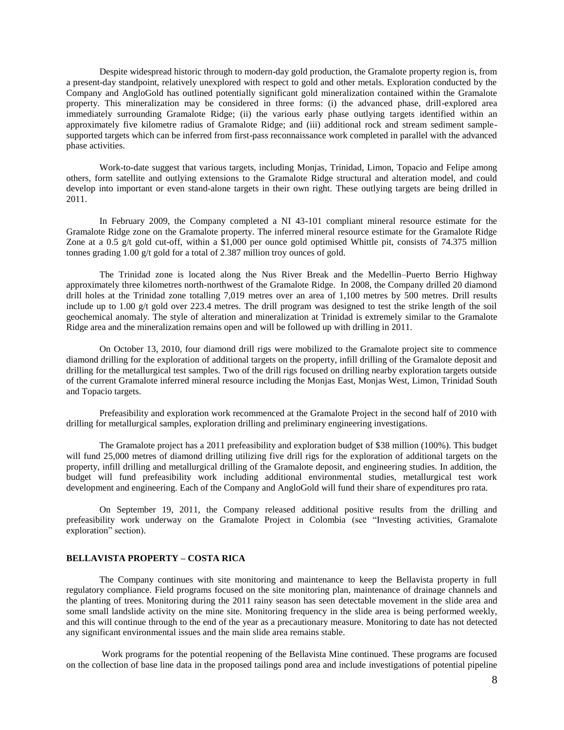Despite widespread historic through to modern-day gold production, the Gramalote property region is, from a present-day standpoint, relatively unexplored with respect to gold and other metals. Exploration conducted by the Company and AngloGold has outlined potentially significant gold mineralization contained within the Gramalote property. This mineralization may be considered in three forms: (i) the advanced phase, drill-explored area immediately surrounding Gramalote Ridge; (ii) the various early phase outlying targets identified within an approximately five kilometre radius of Gramalote Ridge; and (iii) additional rock and stream sediment sample-supported targets which can be inferred from first-pass reconnaissance work completed in parallel with the advanced phase activities.

Work-to-date suggest that various targets, including Monjas, Trinidad, Limon, Topacio and Felipe among others, form satellite and outlying extensions to the Gramalote Ridge structural and alteration model, and could develop into important or even stand-alone targets in their own right. These outlying targets are being drilled in 2011.

In February 2009, the Company completed a NI 43-101 compliant mineral resource estimate for the Gramalote Ridge zone on the Gramalote property. The inferred mineral resource estimate for the Gramalote Ridge Zone at a 0.5 g/t gold cut-off, within a $1,000 per ounce gold optimised Whittle pit, consists of 74.375 million tonnes grading 1.00 g/t gold for a total of 2.387 million troy ounces of gold.

The Trinidad zone is located along the Nus River Break and the Medellin–Puerto Berrio Highway approximately three kilometres north-northwest of the Gramalote Ridge. In 2008, the Company drilled 20 diamond drill holes at the Trinidad zone totalling 7,019 metres over an area of 1,100 metres by 500 metres. Drill results include up to 1.00 g/t gold over 223.4 metres. The drill program was designed to test the strike length of the soil geochemical anomaly. The style of alteration and mineralization at Trinidad is extremely similar to the Gramalote Ridge area and the mineralization remains open and will be followed up with drilling in 2011.

On October 13, 2010, four diamond drill rigs were mobilized to the Gramalote project site to commence diamond drilling for the exploration of additional targets on the property, infill drilling of the Gramalote deposit and drilling for the metallurgical test samples. Two of the drill rigs focused on drilling nearby exploration targets outside of the current Gramalote inferred mineral resource including the Monjas East, Monjas West, Limon, Trinidad South and Topacio targets.

Prefeasibility and exploration work recommenced at the Gramalote Project in the second half of 2010 with drilling for metallurgical samples, exploration drilling and preliminary engineering investigations.

The Gramalote project has a 2011 prefeasibility and exploration budget of $38 million (100%). This budget will fund 25,000 metres of diamond drilling utilizing five drill rigs for the exploration of additional targets on the property, infill drilling and metallurgical drilling of the Gramalote deposit, and engineering studies. In addition, the budget will fund prefeasibility work including additional environmental studies, metallurgical test work development and engineering. Each of the Company and AngloGold will fund their share of expenditures pro rata.

On September 19, 2011, the Company released additional positive results from the drilling and prefeasibility work underway on the Gramalote Project in Colombia (see "Investing activities, Gramalote exploration" section).

## BELLAVISTA PROPERTY – COSTA RICA

The Company continues with site monitoring and maintenance to keep the Bellavista property in full regulatory compliance. Field programs focused on the site monitoring plan, maintenance of drainage channels and the planting of trees. Monitoring during the 2011 rainy season has seen detectable movement in the slide area and some small landslide activity on the mine site. Monitoring frequency in the slide area is being performed weekly, and this will continue through to the end of the year as a precautionary measure. Monitoring to date has not detected any significant environmental issues and the main slide area remains stable.

Work programs for the potential reopening of the Bellavista Mine continued. These programs are focused on the collection of base line data in the proposed tailings pond area and include investigations of potential pipeline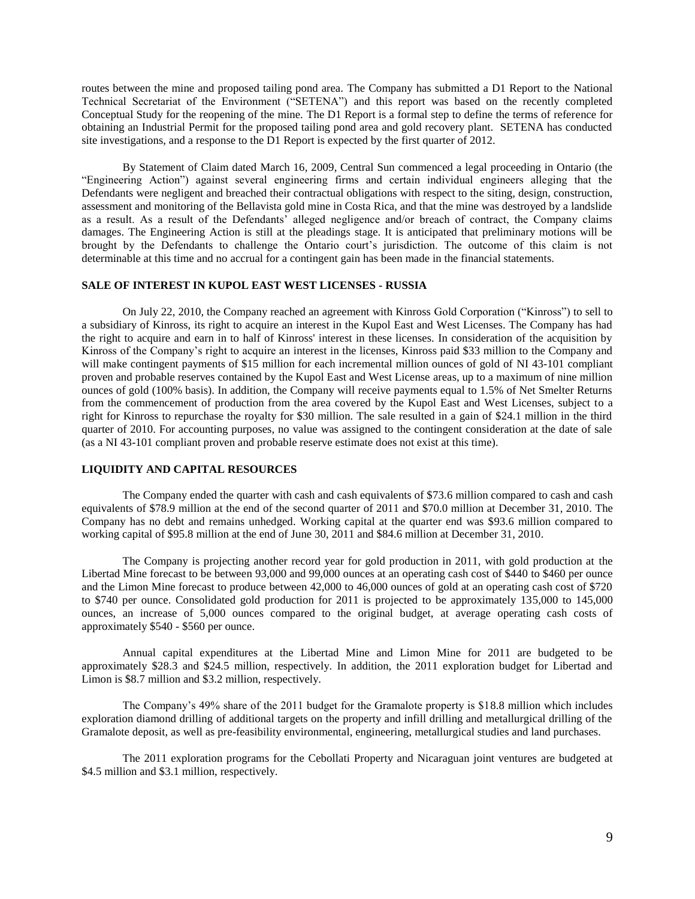routes between the mine and proposed tailing pond area. The Company has submitted a D1 Report to the National Technical Secretariat of the Environment ("SETENA") and this report was based on the recently completed Conceptual Study for the reopening of the mine. The D1 Report is a formal step to define the terms of reference for obtaining an Industrial Permit for the proposed tailing pond area and gold recovery plant. SETENA has conducted site investigations, and a response to the D1 Report is expected by the first quarter of 2012.

By Statement of Claim dated March 16, 2009, Central Sun commenced a legal proceeding in Ontario (the "Engineering Action") against several engineering firms and certain individual engineers alleging that the Defendants were negligent and breached their contractual obligations with respect to the siting, design, construction, assessment and monitoring of the Bellavista gold mine in Costa Rica, and that the mine was destroyed by a landslide as a result. As a result of the Defendants' alleged negligence and/or breach of contract, the Company claims damages. The Engineering Action is still at the pleadings stage. It is anticipated that preliminary motions will be brought by the Defendants to challenge the Ontario court's jurisdiction. The outcome of this claim is not determinable at this time and no accrual for a contingent gain has been made in the financial statements.

## SALE OF INTEREST IN KUPOL EAST WEST LICENSES - RUSSIA

On July 22, 2010, the Company reached an agreement with Kinross Gold Corporation ("Kinross") to sell to a subsidiary of Kinross, its right to acquire an interest in the Kupol East and West Licenses. The Company has had the right to acquire and earn in to half of Kinross' interest in these licenses. In consideration of the acquisition by Kinross of the Company's right to acquire an interest in the licenses, Kinross paid $33 million to the Company and will make contingent payments of $15 million for each incremental million ounces of gold of NI 43-101 compliant proven and probable reserves contained by the Kupol East and West License areas, up to a maximum of nine million ounces of gold (100% basis). In addition, the Company will receive payments equal to 1.5% of Net Smelter Returns from the commencement of production from the area covered by the Kupol East and West Licenses, subject to a right for Kinross to repurchase the royalty for $30 million. The sale resulted in a gain of $24.1 million in the third quarter of 2010. For accounting purposes, no value was assigned to the contingent consideration at the date of sale (as a NI 43-101 compliant proven and probable reserve estimate does not exist at this time).

## LIQUIDITY AND CAPITAL RESOURCES

The Company ended the quarter with cash and cash equivalents of $73.6 million compared to cash and cash equivalents of $78.9 million at the end of the second quarter of 2011 and $70.0 million at December 31, 2010. The Company has no debt and remains unhedged. Working capital at the quarter end was $93.6 million compared to working capital of $95.8 million at the end of June 30, 2011 and $84.6 million at December 31, 2010.

The Company is projecting another record year for gold production in 2011, with gold production at the Libertad Mine forecast to be between 93,000 and 99,000 ounces at an operating cash cost of $440 to $460 per ounce and the Limon Mine forecast to produce between 42,000 to 46,000 ounces of gold at an operating cash cost of $720 to $740 per ounce. Consolidated gold production for 2011 is projected to be approximately 135,000 to 145,000 ounces, an increase of 5,000 ounces compared to the original budget, at average operating cash costs of approximately $540 - $560 per ounce.

Annual capital expenditures at the Libertad Mine and Limon Mine for 2011 are budgeted to be approximately $28.3 and $24.5 million, respectively. In addition, the 2011 exploration budget for Libertad and Limon is $8.7 million and $3.2 million, respectively.

The Company's 49% share of the 2011 budget for the Gramalote property is $18.8 million which includes exploration diamond drilling of additional targets on the property and infill drilling and metallurgical drilling of the Gramalote deposit, as well as pre-feasibility environmental, engineering, metallurgical studies and land purchases.

The 2011 exploration programs for the Cebollati Property and Nicaraguan joint ventures are budgeted at $4.5 million and $3.1 million, respectively.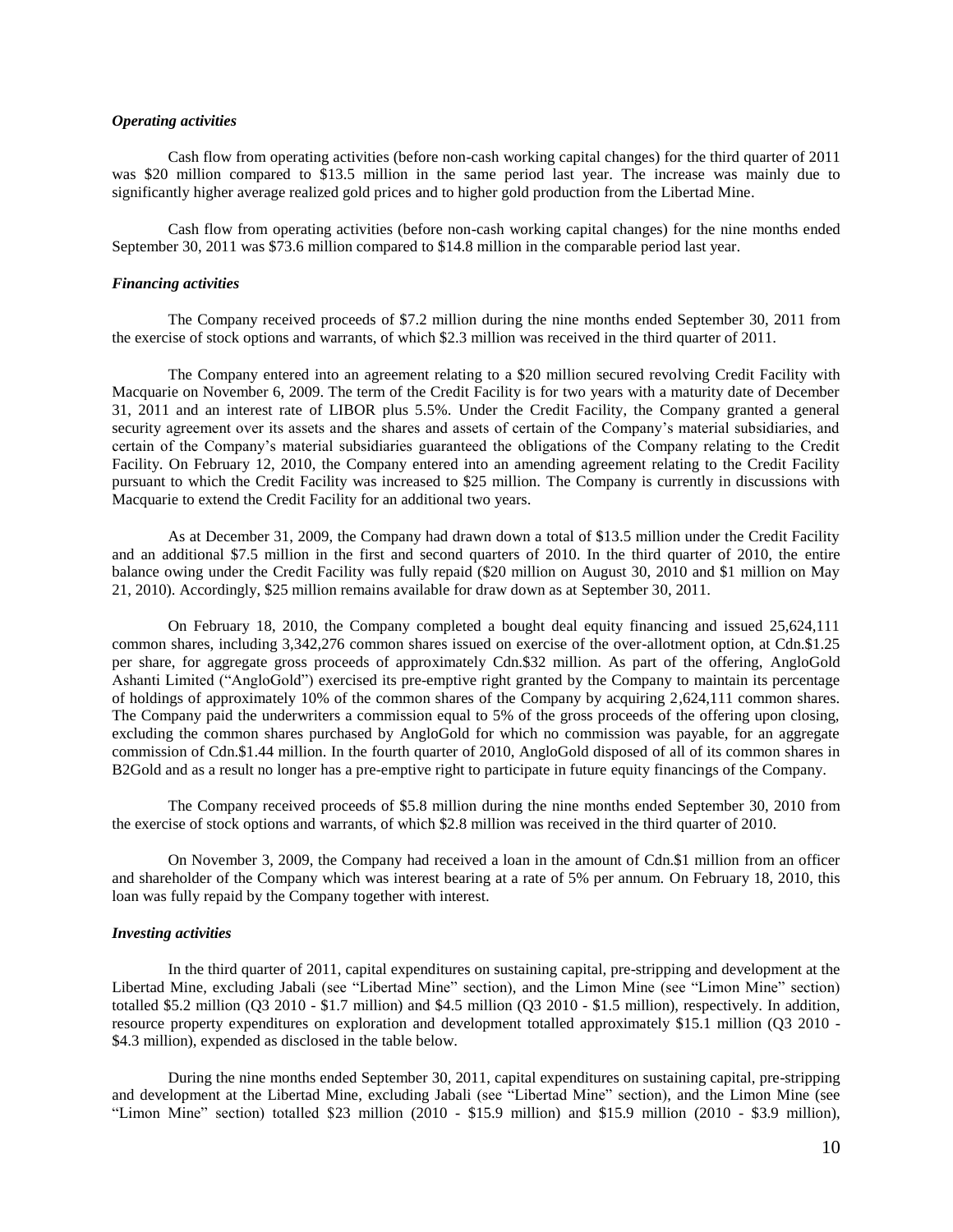***Operating activities***

Cash flow from operating activities (before non-cash working capital changes) for the third quarter of 2011 was $20 million compared to $13.5 million in the same period last year. The increase was mainly due to significantly higher average realized gold prices and to higher gold production from the Libertad Mine.

Cash flow from operating activities (before non-cash working capital changes) for the nine months ended September 30, 2011 was $73.6 million compared to $14.8 million in the comparable period last year.

***Financing activities***

The Company received proceeds of $7.2 million during the nine months ended September 30, 2011 from the exercise of stock options and warrants, of which $2.3 million was received in the third quarter of 2011.

The Company entered into an agreement relating to a $20 million secured revolving Credit Facility with Macquarie on November 6, 2009. The term of the Credit Facility is for two years with a maturity date of December 31, 2011 and an interest rate of LIBOR plus 5.5%. Under the Credit Facility, the Company granted a general security agreement over its assets and the shares and assets of certain of the Company's material subsidiaries, and certain of the Company's material subsidiaries guaranteed the obligations of the Company relating to the Credit Facility. On February 12, 2010, the Company entered into an amending agreement relating to the Credit Facility pursuant to which the Credit Facility was increased to $25 million. The Company is currently in discussions with Macquarie to extend the Credit Facility for an additional two years.

As at December 31, 2009, the Company had drawn down a total of $13.5 million under the Credit Facility and an additional $7.5 million in the first and second quarters of 2010. In the third quarter of 2010, the entire balance owing under the Credit Facility was fully repaid ($20 million on August 30, 2010 and $1 million on May 21, 2010). Accordingly, $25 million remains available for draw down as at September 30, 2011.

On February 18, 2010, the Company completed a bought deal equity financing and issued 25,624,111 common shares, including 3,342,276 common shares issued on exercise of the over-allotment option, at Cdn.$1.25 per share, for aggregate gross proceeds of approximately Cdn.$32 million. As part of the offering, AngloGold Ashanti Limited ("AngloGold") exercised its pre-emptive right granted by the Company to maintain its percentage of holdings of approximately 10% of the common shares of the Company by acquiring 2,624,111 common shares. The Company paid the underwriters a commission equal to 5% of the gross proceeds of the offering upon closing, excluding the common shares purchased by AngloGold for which no commission was payable, for an aggregate commission of Cdn.$1.44 million. In the fourth quarter of 2010, AngloGold disposed of all of its common shares in B2Gold and as a result no longer has a pre-emptive right to participate in future equity financings of the Company.

The Company received proceeds of $5.8 million during the nine months ended September 30, 2010 from the exercise of stock options and warrants, of which $2.8 million was received in the third quarter of 2010.

On November 3, 2009, the Company had received a loan in the amount of Cdn.$1 million from an officer and shareholder of the Company which was interest bearing at a rate of 5% per annum. On February 18, 2010, this loan was fully repaid by the Company together with interest.

***Investing activities***

In the third quarter of 2011, capital expenditures on sustaining capital, pre-stripping and development at the Libertad Mine, excluding Jabali (see "Libertad Mine" section), and the Limon Mine (see "Limon Mine" section) totalled $5.2 million (Q3 2010 - $1.7 million) and $4.5 million (Q3 2010 - $1.5 million), respectively. In addition, resource property expenditures on exploration and development totalled approximately $15.1 million (Q3 2010 - $4.3 million), expended as disclosed in the table below.

During the nine months ended September 30, 2011, capital expenditures on sustaining capital, pre-stripping and development at the Libertad Mine, excluding Jabali (see "Libertad Mine" section), and the Limon Mine (see "Limon Mine" section) totalled $23 million (2010 - $15.9 million) and $15.9 million (2010 - $3.9 million),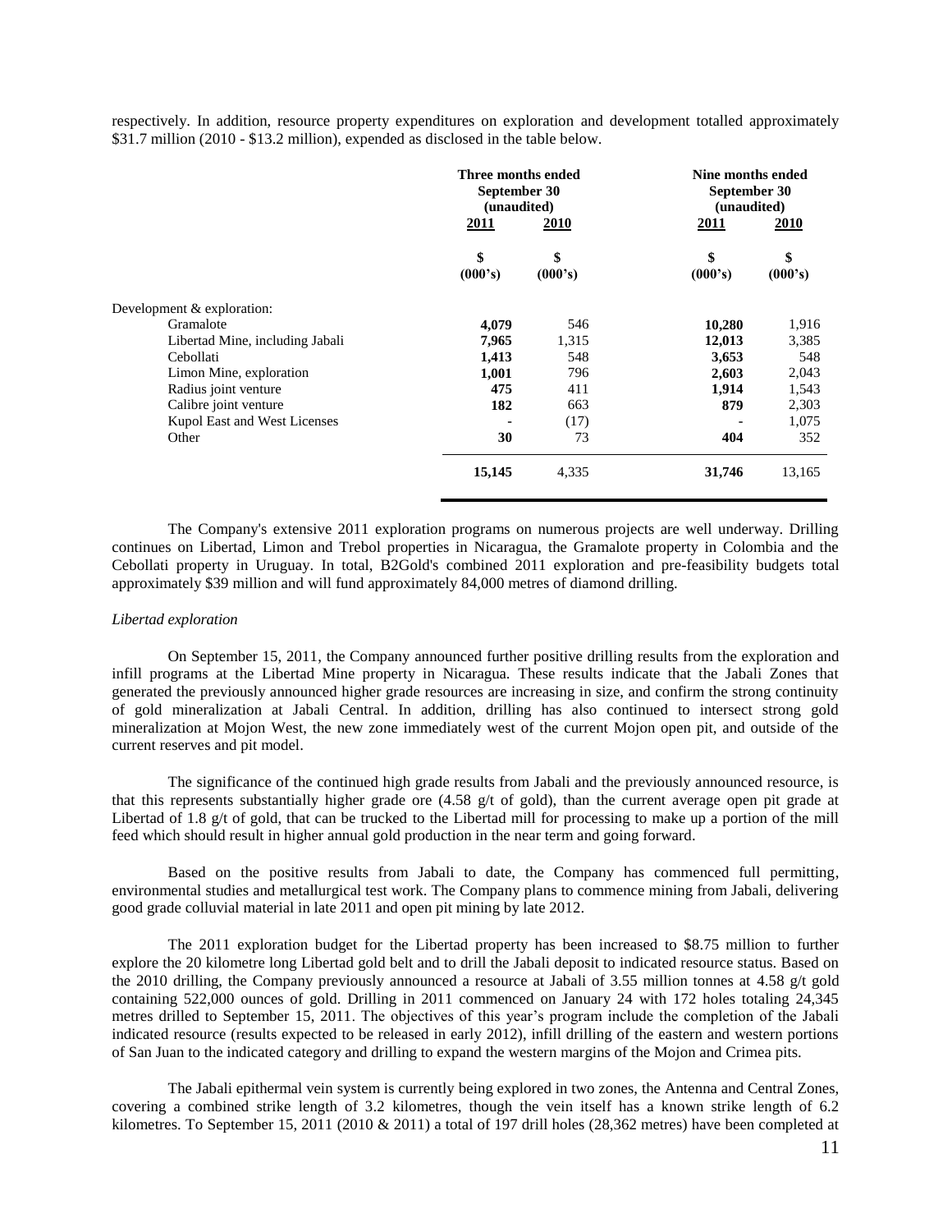respectively. In addition, resource property expenditures on exploration and development totalled approximately $31.7 million (2010 - $13.2 million), expended as disclosed in the table below.

| | Three months ended September 30 (unaudited) | | Nine months ended September 30 (unaudited) | |
|---|---|---|---|---|
| | 2011 | 2010 | 2011 | 2010 |
| | $ (000's) | $ (000's) | $ (000's) | $ (000's) |
| Development & exploration: | | | | |
| Gramalote | **4,079** | 546 | **10,280** | 1,916 |
| Libertad Mine, including Jabali | **7,965** | 1,315 | **12,013** | 3,385 |
| Cebollati | **1,413** | 548 | **3,653** | 548 |
| Limon Mine, exploration | **1,001** | 796 | **2,603** | 2,043 |
| Radius joint venture | **475** | 411 | **1,914** | 1,543 |
| Calibre joint venture | **182** | 663 | **879** | 2,303 |
| Kupol East and West Licenses | **-** | (17) | **-** | 1,075 |
| Other | **30** | 73 | **404** | 352 |
| | **15,145** | 4,335 | **31,746** | 13,165 |

The Company's extensive 2011 exploration programs on numerous projects are well underway. Drilling continues on Libertad, Limon and Trebol properties in Nicaragua, the Gramalote property in Colombia and the Cebollati property in Uruguay. In total, B2Gold's combined 2011 exploration and pre-feasibility budgets total approximately $39 million and will fund approximately 84,000 metres of diamond drilling.

*Libertad exploration*

On September 15, 2011, the Company announced further positive drilling results from the exploration and infill programs at the Libertad Mine property in Nicaragua. These results indicate that the Jabali Zones that generated the previously announced higher grade resources are increasing in size, and confirm the strong continuity of gold mineralization at Jabali Central. In addition, drilling has also continued to intersect strong gold mineralization at Mojon West, the new zone immediately west of the current Mojon open pit, and outside of the current reserves and pit model.

The significance of the continued high grade results from Jabali and the previously announced resource, is that this represents substantially higher grade ore (4.58 g/t of gold), than the current average open pit grade at Libertad of 1.8 g/t of gold, that can be trucked to the Libertad mill for processing to make up a portion of the mill feed which should result in higher annual gold production in the near term and going forward.

Based on the positive results from Jabali to date, the Company has commenced full permitting, environmental studies and metallurgical test work. The Company plans to commence mining from Jabali, delivering good grade colluvial material in late 2011 and open pit mining by late 2012.

The 2011 exploration budget for the Libertad property has been increased to $8.75 million to further explore the 20 kilometre long Libertad gold belt and to drill the Jabali deposit to indicated resource status. Based on the 2010 drilling, the Company previously announced a resource at Jabali of 3.55 million tonnes at 4.58 g/t gold containing 522,000 ounces of gold. Drilling in 2011 commenced on January 24 with 172 holes totaling 24,345 metres drilled to September 15, 2011. The objectives of this year's program include the completion of the Jabali indicated resource (results expected to be released in early 2012), infill drilling of the eastern and western portions of San Juan to the indicated category and drilling to expand the western margins of the Mojon and Crimea pits.

The Jabali epithermal vein system is currently being explored in two zones, the Antenna and Central Zones, covering a combined strike length of 3.2 kilometres, though the vein itself has a known strike length of 6.2 kilometres. To September 15, 2011 (2010 & 2011) a total of 197 drill holes (28,362 metres) have been completed at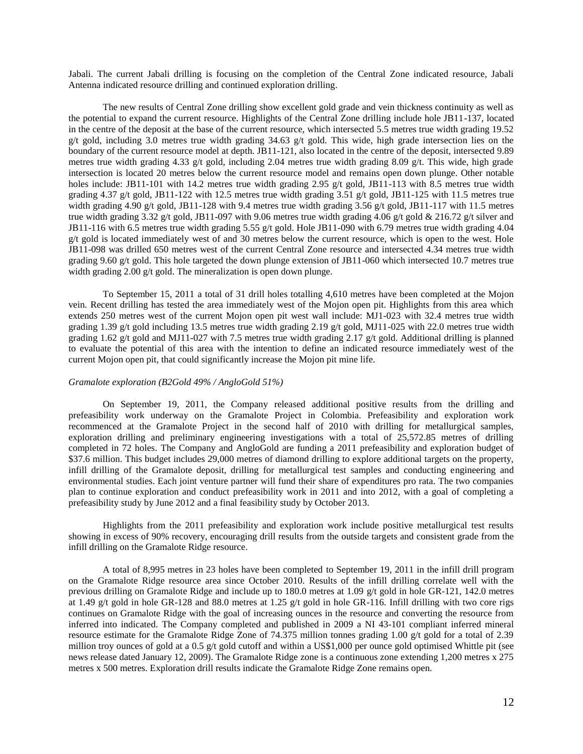Jabali. The current Jabali drilling is focusing on the completion of the Central Zone indicated resource, Jabali Antenna indicated resource drilling and continued exploration drilling.

The new results of Central Zone drilling show excellent gold grade and vein thickness continuity as well as the potential to expand the current resource. Highlights of the Central Zone drilling include hole JB11-137, located in the centre of the deposit at the base of the current resource, which intersected 5.5 metres true width grading 19.52 g/t gold, including 3.0 metres true width grading 34.63 g/t gold. This wide, high grade intersection lies on the boundary of the current resource model at depth. JB11-121, also located in the centre of the deposit, intersected 9.89 metres true width grading 4.33 g/t gold, including 2.04 metres true width grading 8.09 g/t. This wide, high grade intersection is located 20 metres below the current resource model and remains open down plunge. Other notable holes include: JB11-101 with 14.2 metres true width grading 2.95 g/t gold, JB11-113 with 8.5 metres true width grading 4.37 g/t gold, JB11-122 with 12.5 metres true width grading 3.51 g/t gold, JB11-125 with 11.5 metres true width grading 4.90 g/t gold, JB11-128 with 9.4 metres true width grading 3.56 g/t gold, JB11-117 with 11.5 metres true width grading 3.32 g/t gold, JB11-097 with 9.06 metres true width grading 4.06 g/t gold & 216.72 g/t silver and JB11-116 with 6.5 metres true width grading 5.55 g/t gold. Hole JB11-090 with 6.79 metres true width grading 4.04 g/t gold is located immediately west of and 30 metres below the current resource, which is open to the west. Hole JB11-098 was drilled 650 metres west of the current Central Zone resource and intersected 4.34 metres true width grading 9.60 g/t gold. This hole targeted the down plunge extension of JB11-060 which intersected 10.7 metres true width grading 2.00 g/t gold. The mineralization is open down plunge.

To September 15, 2011 a total of 31 drill holes totalling 4,610 metres have been completed at the Mojon vein. Recent drilling has tested the area immediately west of the Mojon open pit. Highlights from this area which extends 250 metres west of the current Mojon open pit west wall include: MJ1-023 with 32.4 metres true width grading 1.39 g/t gold including 13.5 metres true width grading 2.19 g/t gold, MJ11-025 with 22.0 metres true width grading 1.62 g/t gold and MJ11-027 with 7.5 metres true width grading 2.17 g/t gold. Additional drilling is planned to evaluate the potential of this area with the intention to define an indicated resource immediately west of the current Mojon open pit, that could significantly increase the Mojon pit mine life.

*Gramalote exploration (B2Gold 49% / AngloGold 51%)*

On September 19, 2011, the Company released additional positive results from the drilling and prefeasibility work underway on the Gramalote Project in Colombia. Prefeasibility and exploration work recommenced at the Gramalote Project in the second half of 2010 with drilling for metallurgical samples, exploration drilling and preliminary engineering investigations with a total of 25,572.85 metres of drilling completed in 72 holes. The Company and AngloGold are funding a 2011 prefeasibility and exploration budget of \$37.6 million. This budget includes 29,000 metres of diamond drilling to explore additional targets on the property, infill drilling of the Gramalote deposit, drilling for metallurgical test samples and conducting engineering and environmental studies. Each joint venture partner will fund their share of expenditures pro rata. The two companies plan to continue exploration and conduct prefeasibility work in 2011 and into 2012, with a goal of completing a prefeasibility study by June 2012 and a final feasibility study by October 2013.

Highlights from the 2011 prefeasibility and exploration work include positive metallurgical test results showing in excess of 90% recovery, encouraging drill results from the outside targets and consistent grade from the infill drilling on the Gramalote Ridge resource.

A total of 8,995 metres in 23 holes have been completed to September 19, 2011 in the infill drill program on the Gramalote Ridge resource area since October 2010. Results of the infill drilling correlate well with the previous drilling on Gramalote Ridge and include up to 180.0 metres at 1.09 g/t gold in hole GR-121, 142.0 metres at 1.49 g/t gold in hole GR-128 and 88.0 metres at 1.25 g/t gold in hole GR-116. Infill drilling with two core rigs continues on Gramalote Ridge with the goal of increasing ounces in the resource and converting the resource from inferred into indicated. The Company completed and published in 2009 a NI 43-101 compliant inferred mineral resource estimate for the Gramalote Ridge Zone of 74.375 million tonnes grading 1.00 g/t gold for a total of 2.39 million troy ounces of gold at a 0.5 g/t gold cutoff and within a US\$1,000 per ounce gold optimised Whittle pit (see news release dated January 12, 2009). The Gramalote Ridge zone is a continuous zone extending 1,200 metres x 275 metres x 500 metres. Exploration drill results indicate the Gramalote Ridge Zone remains open.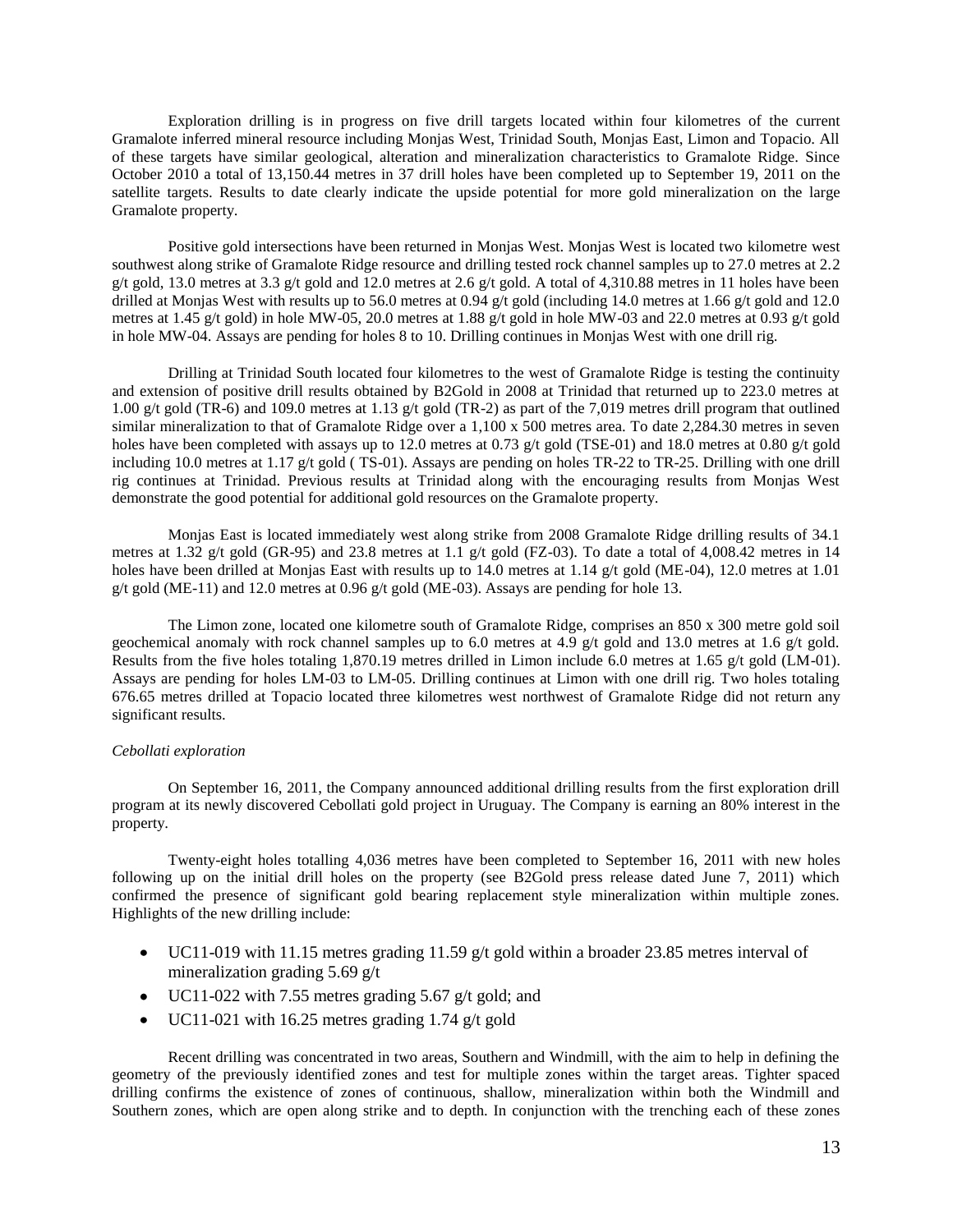Exploration drilling is in progress on five drill targets located within four kilometres of the current Gramalote inferred mineral resource including Monjas West, Trinidad South, Monjas East, Limon and Topacio. All of these targets have similar geological, alteration and mineralization characteristics to Gramalote Ridge. Since October 2010 a total of 13,150.44 metres in 37 drill holes have been completed up to September 19, 2011 on the satellite targets. Results to date clearly indicate the upside potential for more gold mineralization on the large Gramalote property.

Positive gold intersections have been returned in Monjas West. Monjas West is located two kilometre west southwest along strike of Gramalote Ridge resource and drilling tested rock channel samples up to 27.0 metres at 2.2 g/t gold, 13.0 metres at 3.3 g/t gold and 12.0 metres at 2.6 g/t gold. A total of 4,310.88 metres in 11 holes have been drilled at Monjas West with results up to 56.0 metres at 0.94 g/t gold (including 14.0 metres at 1.66 g/t gold and 12.0 metres at 1.45 g/t gold) in hole MW-05, 20.0 metres at 1.88 g/t gold in hole MW-03 and 22.0 metres at 0.93 g/t gold in hole MW-04. Assays are pending for holes 8 to 10. Drilling continues in Monjas West with one drill rig.

Drilling at Trinidad South located four kilometres to the west of Gramalote Ridge is testing the continuity and extension of positive drill results obtained by B2Gold in 2008 at Trinidad that returned up to 223.0 metres at 1.00 g/t gold (TR-6) and 109.0 metres at 1.13 g/t gold (TR-2) as part of the 7,019 metres drill program that outlined similar mineralization to that of Gramalote Ridge over a 1,100 x 500 metres area. To date 2,284.30 metres in seven holes have been completed with assays up to 12.0 metres at 0.73 g/t gold (TSE-01) and 18.0 metres at 0.80 g/t gold including 10.0 metres at 1.17 g/t gold ( TS-01). Assays are pending on holes TR-22 to TR-25. Drilling with one drill rig continues at Trinidad. Previous results at Trinidad along with the encouraging results from Monjas West demonstrate the good potential for additional gold resources on the Gramalote property.

Monjas East is located immediately west along strike from 2008 Gramalote Ridge drilling results of 34.1 metres at 1.32 g/t gold (GR-95) and 23.8 metres at 1.1 g/t gold (FZ-03). To date a total of 4,008.42 metres in 14 holes have been drilled at Monjas East with results up to 14.0 metres at 1.14 g/t gold (ME-04), 12.0 metres at 1.01 g/t gold (ME-11) and 12.0 metres at 0.96 g/t gold (ME-03). Assays are pending for hole 13.

The Limon zone, located one kilometre south of Gramalote Ridge, comprises an 850 x 300 metre gold soil geochemical anomaly with rock channel samples up to 6.0 metres at 4.9 g/t gold and 13.0 metres at 1.6 g/t gold. Results from the five holes totaling 1,870.19 metres drilled in Limon include 6.0 metres at 1.65 g/t gold (LM-01). Assays are pending for holes LM-03 to LM-05. Drilling continues at Limon with one drill rig. Two holes totaling 676.65 metres drilled at Topacio located three kilometres west northwest of Gramalote Ridge did not return any significant results.

*Cebollati exploration*

On September 16, 2011, the Company announced additional drilling results from the first exploration drill program at its newly discovered Cebollati gold project in Uruguay. The Company is earning an 80% interest in the property.

Twenty-eight holes totalling 4,036 metres have been completed to September 16, 2011 with new holes following up on the initial drill holes on the property (see B2Gold press release dated June 7, 2011) which confirmed the presence of significant gold bearing replacement style mineralization within multiple zones. Highlights of the new drilling include:

- UC11-019 with 11.15 metres grading 11.59 g/t gold within a broader 23.85 metres interval of mineralization grading 5.69 g/t
- UC11-022 with 7.55 metres grading 5.67 g/t gold; and
- UC11-021 with 16.25 metres grading 1.74 g/t gold

Recent drilling was concentrated in two areas, Southern and Windmill, with the aim to help in defining the geometry of the previously identified zones and test for multiple zones within the target areas. Tighter spaced drilling confirms the existence of zones of continuous, shallow, mineralization within both the Windmill and Southern zones, which are open along strike and to depth. In conjunction with the trenching each of these zones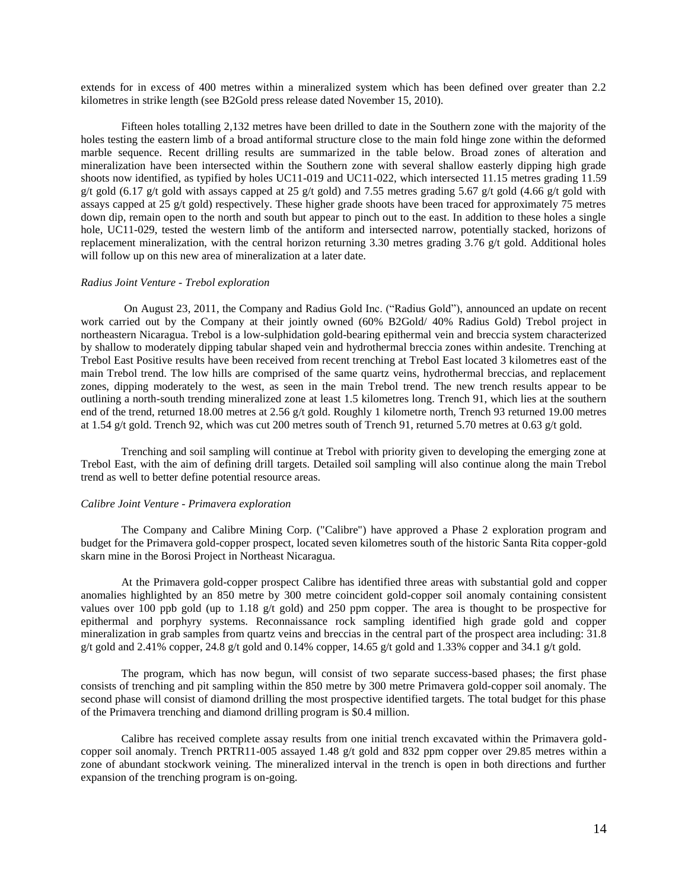extends for in excess of 400 metres within a mineralized system which has been defined over greater than 2.2 kilometres in strike length (see B2Gold press release dated November 15, 2010).

Fifteen holes totalling 2,132 metres have been drilled to date in the Southern zone with the majority of the holes testing the eastern limb of a broad antiformal structure close to the main fold hinge zone within the deformed marble sequence. Recent drilling results are summarized in the table below. Broad zones of alteration and mineralization have been intersected within the Southern zone with several shallow easterly dipping high grade shoots now identified, as typified by holes UC11-019 and UC11-022, which intersected 11.15 metres grading 11.59 g/t gold (6.17 g/t gold with assays capped at 25 g/t gold) and 7.55 metres grading 5.67 g/t gold (4.66 g/t gold with assays capped at 25 g/t gold) respectively. These higher grade shoots have been traced for approximately 75 metres down dip, remain open to the north and south but appear to pinch out to the east. In addition to these holes a single hole, UC11-029, tested the western limb of the antiform and intersected narrow, potentially stacked, horizons of replacement mineralization, with the central horizon returning 3.30 metres grading 3.76 g/t gold. Additional holes will follow up on this new area of mineralization at a later date.

*Radius Joint Venture - Trebol exploration*

On August 23, 2011, the Company and Radius Gold Inc. ("Radius Gold"), announced an update on recent work carried out by the Company at their jointly owned (60% B2Gold/ 40% Radius Gold) Trebol project in northeastern Nicaragua. Trebol is a low-sulphidation gold-bearing epithermal vein and breccia system characterized by shallow to moderately dipping tabular shaped vein and hydrothermal breccia zones within andesite. Trenching at Trebol East Positive results have been received from recent trenching at Trebol East located 3 kilometres east of the main Trebol trend. The low hills are comprised of the same quartz veins, hydrothermal breccias, and replacement zones, dipping moderately to the west, as seen in the main Trebol trend. The new trench results appear to be outlining a north-south trending mineralized zone at least 1.5 kilometres long. Trench 91, which lies at the southern end of the trend, returned 18.00 metres at 2.56 g/t gold. Roughly 1 kilometre north, Trench 93 returned 19.00 metres at 1.54 g/t gold. Trench 92, which was cut 200 metres south of Trench 91, returned 5.70 metres at 0.63 g/t gold.

Trenching and soil sampling will continue at Trebol with priority given to developing the emerging zone at Trebol East, with the aim of defining drill targets. Detailed soil sampling will also continue along the main Trebol trend as well to better define potential resource areas.

*Calibre Joint Venture - Primavera exploration*

The Company and Calibre Mining Corp. ("Calibre") have approved a Phase 2 exploration program and budget for the Primavera gold-copper prospect, located seven kilometres south of the historic Santa Rita copper-gold skarn mine in the Borosi Project in Northeast Nicaragua.

At the Primavera gold-copper prospect Calibre has identified three areas with substantial gold and copper anomalies highlighted by an 850 metre by 300 metre coincident gold-copper soil anomaly containing consistent values over 100 ppb gold (up to 1.18 g/t gold) and 250 ppm copper. The area is thought to be prospective for epithermal and porphyry systems. Reconnaissance rock sampling identified high grade gold and copper mineralization in grab samples from quartz veins and breccias in the central part of the prospect area including: 31.8 g/t gold and 2.41% copper, 24.8 g/t gold and 0.14% copper, 14.65 g/t gold and 1.33% copper and 34.1 g/t gold.

The program, which has now begun, will consist of two separate success-based phases; the first phase consists of trenching and pit sampling within the 850 metre by 300 metre Primavera gold-copper soil anomaly. The second phase will consist of diamond drilling the most prospective identified targets. The total budget for this phase of the Primavera trenching and diamond drilling program is $0.4 million.

Calibre has received complete assay results from one initial trench excavated within the Primavera gold-copper soil anomaly. Trench PRTR11-005 assayed 1.48 g/t gold and 832 ppm copper over 29.85 metres within a zone of abundant stockwork veining. The mineralized interval in the trench is open in both directions and further expansion of the trenching program is on-going.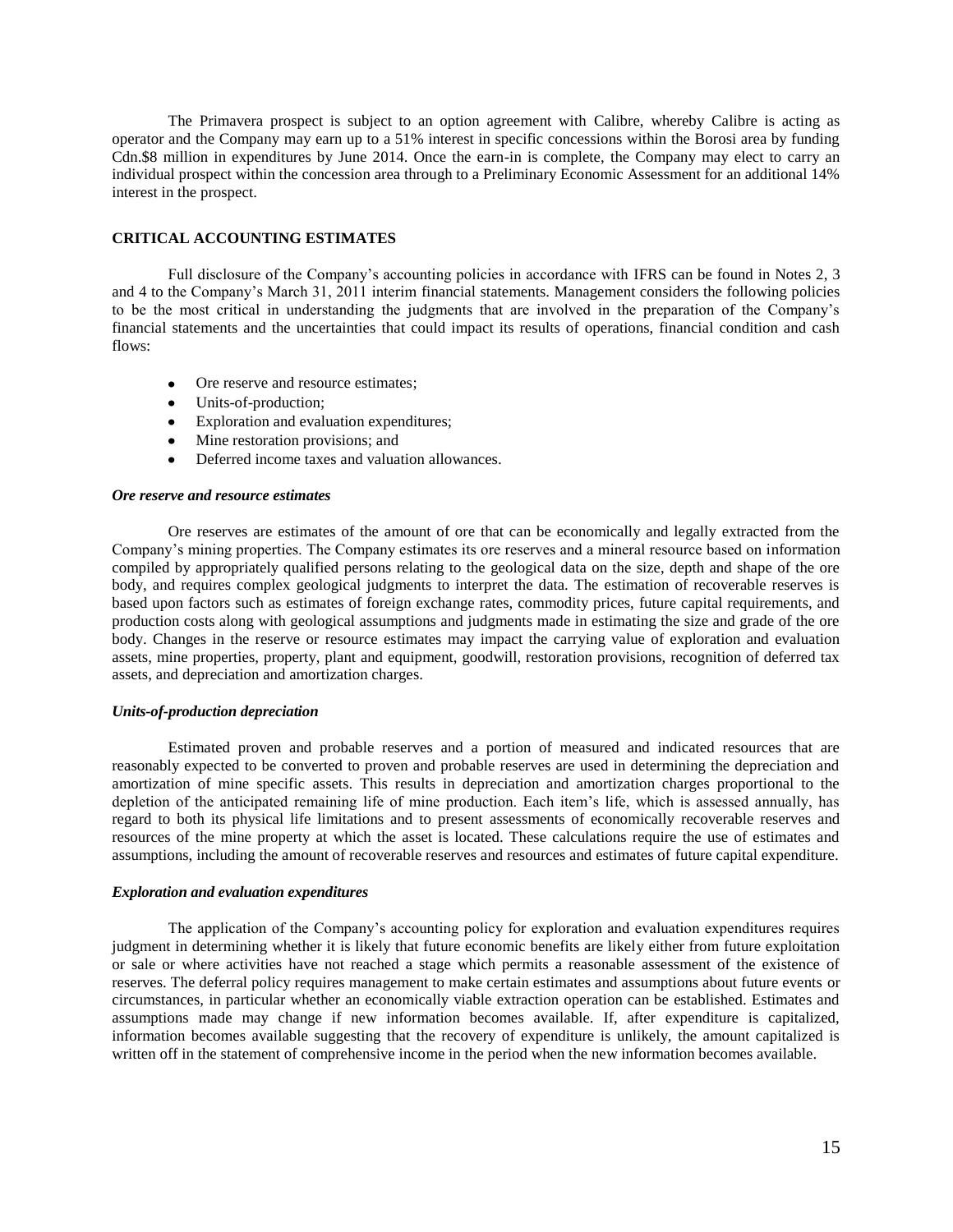The Primavera prospect is subject to an option agreement with Calibre, whereby Calibre is acting as operator and the Company may earn up to a 51% interest in specific concessions within the Borosi area by funding Cdn.$8 million in expenditures by June 2014. Once the earn-in is complete, the Company may elect to carry an individual prospect within the concession area through to a Preliminary Economic Assessment for an additional 14% interest in the prospect.

## CRITICAL ACCOUNTING ESTIMATES

Full disclosure of the Company's accounting policies in accordance with IFRS can be found in Notes 2, 3 and 4 to the Company's March 31, 2011 interim financial statements. Management considers the following policies to be the most critical in understanding the judgments that are involved in the preparation of the Company's financial statements and the uncertainties that could impact its results of operations, financial condition and cash flows:

- Ore reserve and resource estimates;
- Units-of-production;
- Exploration and evaluation expenditures;
- Mine restoration provisions; and
- Deferred income taxes and valuation allowances.

### *Ore reserve and resource estimates*

Ore reserves are estimates of the amount of ore that can be economically and legally extracted from the Company's mining properties. The Company estimates its ore reserves and a mineral resource based on information compiled by appropriately qualified persons relating to the geological data on the size, depth and shape of the ore body, and requires complex geological judgments to interpret the data. The estimation of recoverable reserves is based upon factors such as estimates of foreign exchange rates, commodity prices, future capital requirements, and production costs along with geological assumptions and judgments made in estimating the size and grade of the ore body. Changes in the reserve or resource estimates may impact the carrying value of exploration and evaluation assets, mine properties, property, plant and equipment, goodwill, restoration provisions, recognition of deferred tax assets, and depreciation and amortization charges.

### *Units-of-production depreciation*

Estimated proven and probable reserves and a portion of measured and indicated resources that are reasonably expected to be converted to proven and probable reserves are used in determining the depreciation and amortization of mine specific assets. This results in depreciation and amortization charges proportional to the depletion of the anticipated remaining life of mine production. Each item's life, which is assessed annually, has regard to both its physical life limitations and to present assessments of economically recoverable reserves and resources of the mine property at which the asset is located. These calculations require the use of estimates and assumptions, including the amount of recoverable reserves and resources and estimates of future capital expenditure.

### *Exploration and evaluation expenditures*

The application of the Company's accounting policy for exploration and evaluation expenditures requires judgment in determining whether it is likely that future economic benefits are likely either from future exploitation or sale or where activities have not reached a stage which permits a reasonable assessment of the existence of reserves. The deferral policy requires management to make certain estimates and assumptions about future events or circumstances, in particular whether an economically viable extraction operation can be established. Estimates and assumptions made may change if new information becomes available. If, after expenditure is capitalized, information becomes available suggesting that the recovery of expenditure is unlikely, the amount capitalized is written off in the statement of comprehensive income in the period when the new information becomes available.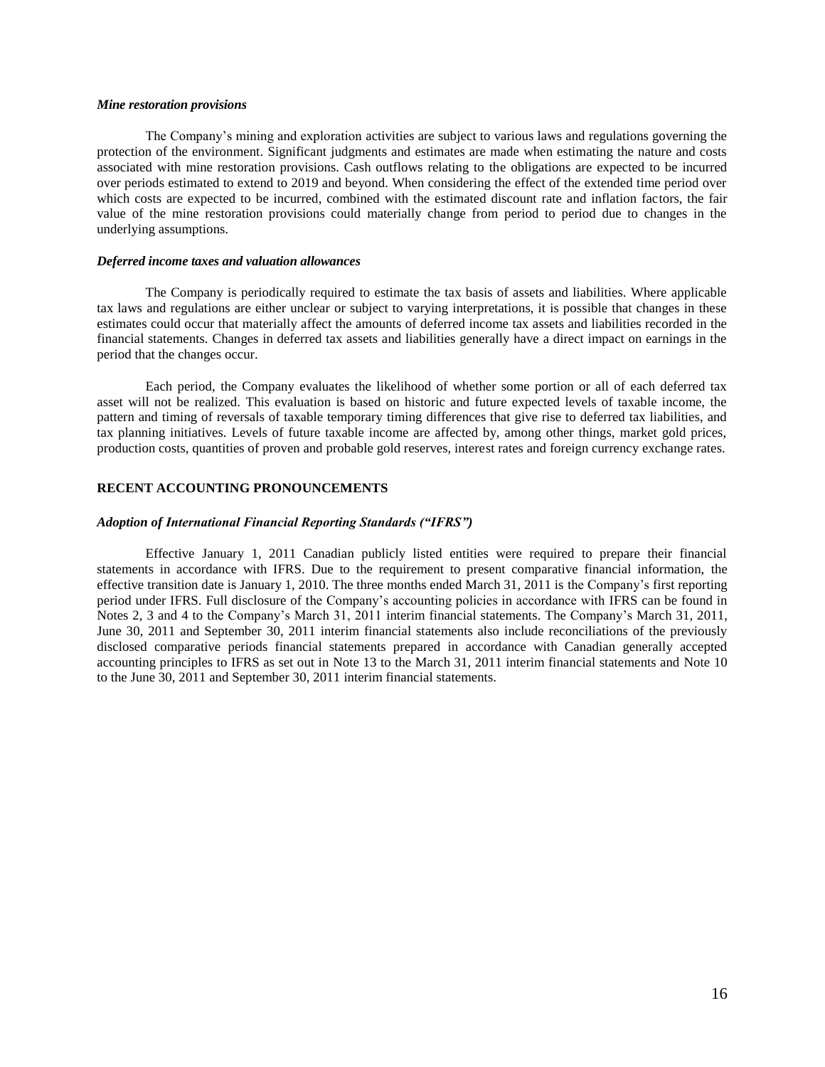***Mine restoration provisions***

The Company's mining and exploration activities are subject to various laws and regulations governing the protection of the environment. Significant judgments and estimates are made when estimating the nature and costs associated with mine restoration provisions. Cash outflows relating to the obligations are expected to be incurred over periods estimated to extend to 2019 and beyond. When considering the effect of the extended time period over which costs are expected to be incurred, combined with the estimated discount rate and inflation factors, the fair value of the mine restoration provisions could materially change from period to period due to changes in the underlying assumptions.

***Deferred income taxes and valuation allowances***

The Company is periodically required to estimate the tax basis of assets and liabilities. Where applicable tax laws and regulations are either unclear or subject to varying interpretations, it is possible that changes in these estimates could occur that materially affect the amounts of deferred income tax assets and liabilities recorded in the financial statements. Changes in deferred tax assets and liabilities generally have a direct impact on earnings in the period that the changes occur.

Each period, the Company evaluates the likelihood of whether some portion or all of each deferred tax asset will not be realized. This evaluation is based on historic and future expected levels of taxable income, the pattern and timing of reversals of taxable temporary timing differences that give rise to deferred tax liabilities, and tax planning initiatives. Levels of future taxable income are affected by, among other things, market gold prices, production costs, quantities of proven and probable gold reserves, interest rates and foreign currency exchange rates.

**RECENT ACCOUNTING PRONOUNCEMENTS**

***Adoption of International Financial Reporting Standards ("IFRS")***

Effective January 1, 2011 Canadian publicly listed entities were required to prepare their financial statements in accordance with IFRS. Due to the requirement to present comparative financial information, the effective transition date is January 1, 2010. The three months ended March 31, 2011 is the Company's first reporting period under IFRS. Full disclosure of the Company's accounting policies in accordance with IFRS can be found in Notes 2, 3 and 4 to the Company's March 31, 2011 interim financial statements. The Company's March 31, 2011, June 30, 2011 and September 30, 2011 interim financial statements also include reconciliations of the previously disclosed comparative periods financial statements prepared in accordance with Canadian generally accepted accounting principles to IFRS as set out in Note 13 to the March 31, 2011 interim financial statements and Note 10 to the June 30, 2011 and September 30, 2011 interim financial statements.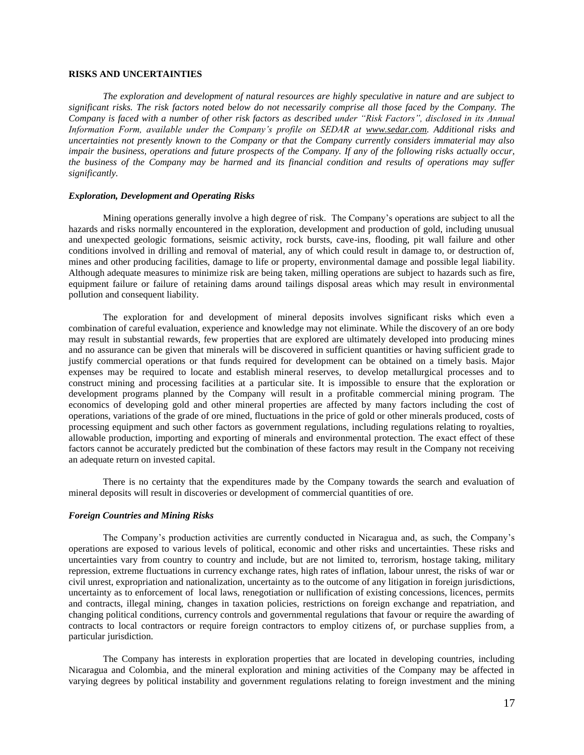## RISKS AND UNCERTAINTIES

*The exploration and development of natural resources are highly speculative in nature and are subject to significant risks. The risk factors noted below do not necessarily comprise all those faced by the Company. The Company is faced with a number of other risk factors as described under "Risk Factors", disclosed in its Annual Information Form, available under the Company's profile on SEDAR at [www.sedar.com](http://www.sedar.com). Additional risks and uncertainties not presently known to the Company or that the Company currently considers immaterial may also impair the business, operations and future prospects of the Company. If any of the following risks actually occur, the business of the Company may be harmed and its financial condition and results of operations may suffer significantly.*

### *Exploration, Development and Operating Risks*

Mining operations generally involve a high degree of risk. The Company's operations are subject to all the hazards and risks normally encountered in the exploration, development and production of gold, including unusual and unexpected geologic formations, seismic activity, rock bursts, cave-ins, flooding, pit wall failure and other conditions involved in drilling and removal of material, any of which could result in damage to, or destruction of, mines and other producing facilities, damage to life or property, environmental damage and possible legal liability. Although adequate measures to minimize risk are being taken, milling operations are subject to hazards such as fire, equipment failure or failure of retaining dams around tailings disposal areas which may result in environmental pollution and consequent liability.

The exploration for and development of mineral deposits involves significant risks which even a combination of careful evaluation, experience and knowledge may not eliminate. While the discovery of an ore body may result in substantial rewards, few properties that are explored are ultimately developed into producing mines and no assurance can be given that minerals will be discovered in sufficient quantities or having sufficient grade to justify commercial operations or that funds required for development can be obtained on a timely basis. Major expenses may be required to locate and establish mineral reserves, to develop metallurgical processes and to construct mining and processing facilities at a particular site. It is impossible to ensure that the exploration or development programs planned by the Company will result in a profitable commercial mining program. The economics of developing gold and other mineral properties are affected by many factors including the cost of operations, variations of the grade of ore mined, fluctuations in the price of gold or other minerals produced, costs of processing equipment and such other factors as government regulations, including regulations relating to royalties, allowable production, importing and exporting of minerals and environmental protection. The exact effect of these factors cannot be accurately predicted but the combination of these factors may result in the Company not receiving an adequate return on invested capital.

There is no certainty that the expenditures made by the Company towards the search and evaluation of mineral deposits will result in discoveries or development of commercial quantities of ore.

### *Foreign Countries and Mining Risks*

The Company's production activities are currently conducted in Nicaragua and, as such, the Company's operations are exposed to various levels of political, economic and other risks and uncertainties. These risks and uncertainties vary from country to country and include, but are not limited to, terrorism, hostage taking, military repression, extreme fluctuations in currency exchange rates, high rates of inflation, labour unrest, the risks of war or civil unrest, expropriation and nationalization, uncertainty as to the outcome of any litigation in foreign jurisdictions, uncertainty as to enforcement of local laws, renegotiation or nullification of existing concessions, licences, permits and contracts, illegal mining, changes in taxation policies, restrictions on foreign exchange and repatriation, and changing political conditions, currency controls and governmental regulations that favour or require the awarding of contracts to local contractors or require foreign contractors to employ citizens of, or purchase supplies from, a particular jurisdiction.

The Company has interests in exploration properties that are located in developing countries, including Nicaragua and Colombia, and the mineral exploration and mining activities of the Company may be affected in varying degrees by political instability and government regulations relating to foreign investment and the mining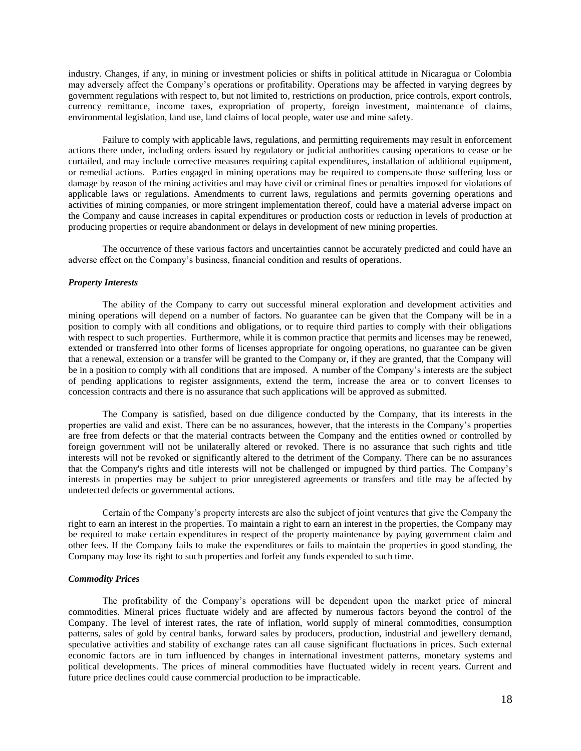industry. Changes, if any, in mining or investment policies or shifts in political attitude in Nicaragua or Colombia may adversely affect the Company's operations or profitability. Operations may be affected in varying degrees by government regulations with respect to, but not limited to, restrictions on production, price controls, export controls, currency remittance, income taxes, expropriation of property, foreign investment, maintenance of claims, environmental legislation, land use, land claims of local people, water use and mine safety.

Failure to comply with applicable laws, regulations, and permitting requirements may result in enforcement actions there under, including orders issued by regulatory or judicial authorities causing operations to cease or be curtailed, and may include corrective measures requiring capital expenditures, installation of additional equipment, or remedial actions. Parties engaged in mining operations may be required to compensate those suffering loss or damage by reason of the mining activities and may have civil or criminal fines or penalties imposed for violations of applicable laws or regulations. Amendments to current laws, regulations and permits governing operations and activities of mining companies, or more stringent implementation thereof, could have a material adverse impact on the Company and cause increases in capital expenditures or production costs or reduction in levels of production at producing properties or require abandonment or delays in development of new mining properties.

The occurrence of these various factors and uncertainties cannot be accurately predicted and could have an adverse effect on the Company's business, financial condition and results of operations.

***Property Interests***

The ability of the Company to carry out successful mineral exploration and development activities and mining operations will depend on a number of factors. No guarantee can be given that the Company will be in a position to comply with all conditions and obligations, or to require third parties to comply with their obligations with respect to such properties. Furthermore, while it is common practice that permits and licenses may be renewed, extended or transferred into other forms of licenses appropriate for ongoing operations, no guarantee can be given that a renewal, extension or a transfer will be granted to the Company or, if they are granted, that the Company will be in a position to comply with all conditions that are imposed. A number of the Company's interests are the subject of pending applications to register assignments, extend the term, increase the area or to convert licenses to concession contracts and there is no assurance that such applications will be approved as submitted.

The Company is satisfied, based on due diligence conducted by the Company, that its interests in the properties are valid and exist. There can be no assurances, however, that the interests in the Company's properties are free from defects or that the material contracts between the Company and the entities owned or controlled by foreign government will not be unilaterally altered or revoked. There is no assurance that such rights and title interests will not be revoked or significantly altered to the detriment of the Company. There can be no assurances that the Company's rights and title interests will not be challenged or impugned by third parties. The Company's interests in properties may be subject to prior unregistered agreements or transfers and title may be affected by undetected defects or governmental actions.

Certain of the Company's property interests are also the subject of joint ventures that give the Company the right to earn an interest in the properties. To maintain a right to earn an interest in the properties, the Company may be required to make certain expenditures in respect of the property maintenance by paying government claim and other fees. If the Company fails to make the expenditures or fails to maintain the properties in good standing, the Company may lose its right to such properties and forfeit any funds expended to such time.

***Commodity Prices***

The profitability of the Company's operations will be dependent upon the market price of mineral commodities. Mineral prices fluctuate widely and are affected by numerous factors beyond the control of the Company. The level of interest rates, the rate of inflation, world supply of mineral commodities, consumption patterns, sales of gold by central banks, forward sales by producers, production, industrial and jewellery demand, speculative activities and stability of exchange rates can all cause significant fluctuations in prices. Such external economic factors are in turn influenced by changes in international investment patterns, monetary systems and political developments. The prices of mineral commodities have fluctuated widely in recent years. Current and future price declines could cause commercial production to be impracticable.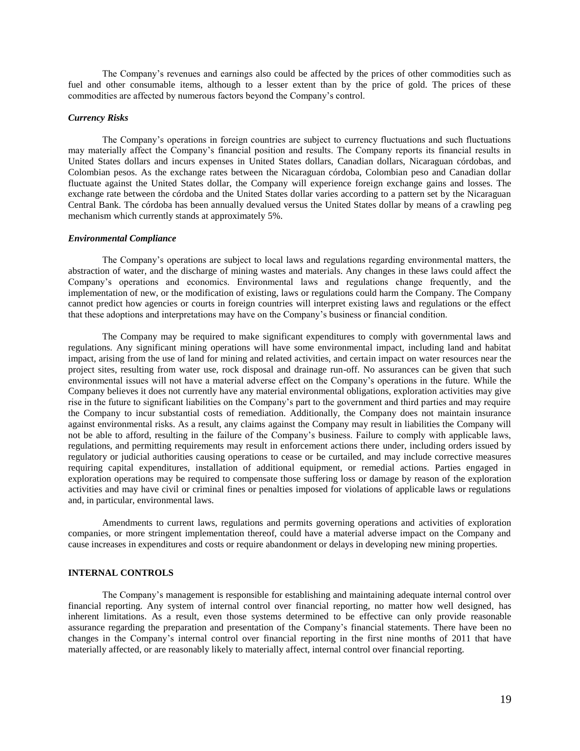The Company's revenues and earnings also could be affected by the prices of other commodities such as fuel and other consumable items, although to a lesser extent than by the price of gold. The prices of these commodities are affected by numerous factors beyond the Company's control.

***Currency Risks***

The Company's operations in foreign countries are subject to currency fluctuations and such fluctuations may materially affect the Company's financial position and results. The Company reports its financial results in United States dollars and incurs expenses in United States dollars, Canadian dollars, Nicaraguan córdobas, and Colombian pesos. As the exchange rates between the Nicaraguan córdoba, Colombian peso and Canadian dollar fluctuate against the United States dollar, the Company will experience foreign exchange gains and losses. The exchange rate between the córdoba and the United States dollar varies according to a pattern set by the Nicaraguan Central Bank. The córdoba has been annually devalued versus the United States dollar by means of a crawling peg mechanism which currently stands at approximately 5%.

***Environmental Compliance***

The Company's operations are subject to local laws and regulations regarding environmental matters, the abstraction of water, and the discharge of mining wastes and materials. Any changes in these laws could affect the Company's operations and economics. Environmental laws and regulations change frequently, and the implementation of new, or the modification of existing, laws or regulations could harm the Company. The Company cannot predict how agencies or courts in foreign countries will interpret existing laws and regulations or the effect that these adoptions and interpretations may have on the Company's business or financial condition.

The Company may be required to make significant expenditures to comply with governmental laws and regulations. Any significant mining operations will have some environmental impact, including land and habitat impact, arising from the use of land for mining and related activities, and certain impact on water resources near the project sites, resulting from water use, rock disposal and drainage run-off. No assurances can be given that such environmental issues will not have a material adverse effect on the Company's operations in the future. While the Company believes it does not currently have any material environmental obligations, exploration activities may give rise in the future to significant liabilities on the Company's part to the government and third parties and may require the Company to incur substantial costs of remediation. Additionally, the Company does not maintain insurance against environmental risks. As a result, any claims against the Company may result in liabilities the Company will not be able to afford, resulting in the failure of the Company's business. Failure to comply with applicable laws, regulations, and permitting requirements may result in enforcement actions there under, including orders issued by regulatory or judicial authorities causing operations to cease or be curtailed, and may include corrective measures requiring capital expenditures, installation of additional equipment, or remedial actions. Parties engaged in exploration operations may be required to compensate those suffering loss or damage by reason of the exploration activities and may have civil or criminal fines or penalties imposed for violations of applicable laws or regulations and, in particular, environmental laws.

Amendments to current laws, regulations and permits governing operations and activities of exploration companies, or more stringent implementation thereof, could have a material adverse impact on the Company and cause increases in expenditures and costs or require abandonment or delays in developing new mining properties.

## INTERNAL CONTROLS

The Company's management is responsible for establishing and maintaining adequate internal control over financial reporting. Any system of internal control over financial reporting, no matter how well designed, has inherent limitations. As a result, even those systems determined to be effective can only provide reasonable assurance regarding the preparation and presentation of the Company's financial statements. There have been no changes in the Company's internal control over financial reporting in the first nine months of 2011 that have materially affected, or are reasonably likely to materially affect, internal control over financial reporting.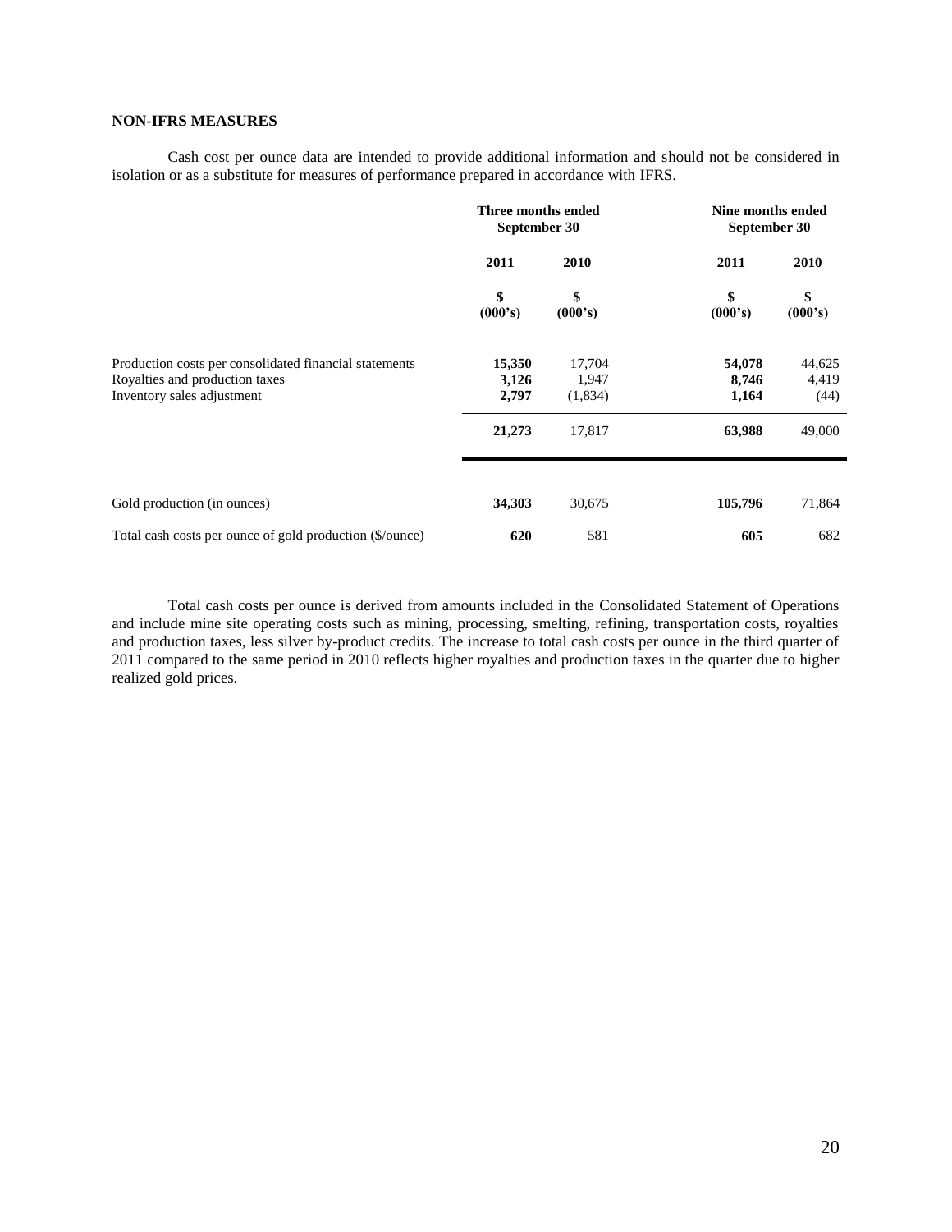### NON-IFRS MEASURES

Cash cost per ounce data are intended to provide additional information and should not be considered in isolation or as a substitute for measures of performance prepared in accordance with IFRS.

| | Three months ended September 30 | | Nine months ended September 30 | |
|---|---|---|---|---|
| | **2011** | **2010** | **2011** | **2010** |
| | **$ (000's)** | **$ (000's)** | **$ (000's)** | **$ (000's)** |
| Production costs per consolidated financial statements | **15,350** | 17,704 | **54,078** | 44,625 |
| Royalties and production taxes | **3,126** | 1,947 | **8,746** | 4,419 |
| Inventory sales adjustment | **2,797** | (1,834) | **1,164** | (44) |
| | **21,273** | 17,817 | **63,988** | 49,000 |
| Gold production (in ounces) | **34,303** | 30,675 | **105,796** | 71,864 |
| Total cash costs per ounce of gold production ($/ounce) | **620** | 581 | **605** | 682 |

Total cash costs per ounce is derived from amounts included in the Consolidated Statement of Operations and include mine site operating costs such as mining, processing, smelting, refining, transportation costs, royalties and production taxes, less silver by-product credits. The increase to total cash costs per ounce in the third quarter of 2011 compared to the same period in 2010 reflects higher royalties and production taxes in the quarter due to higher realized gold prices.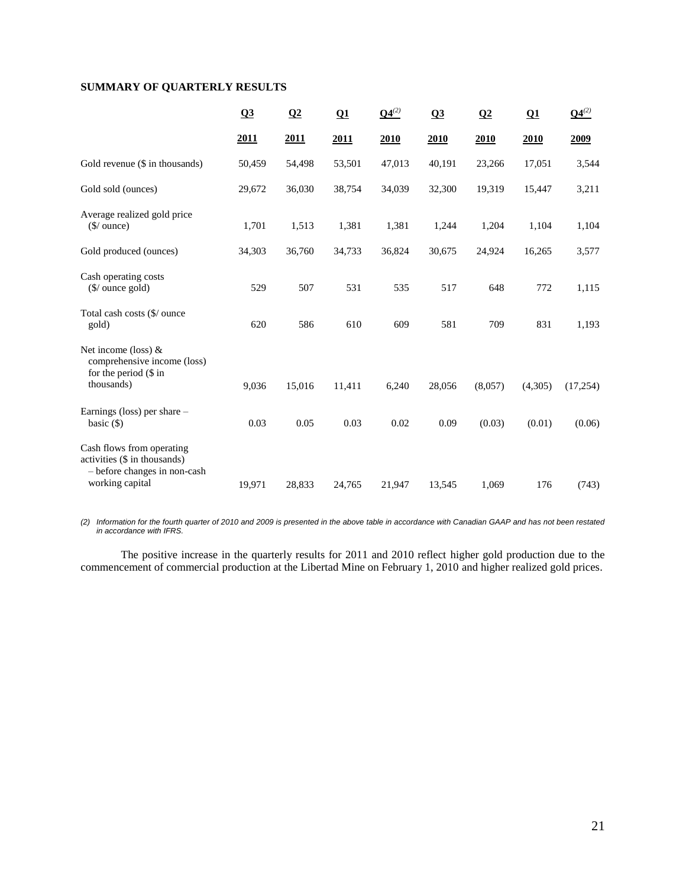**SUMMARY OF QUARTERLY RESULTS**

| | Q3 2011 | Q2 2011 | Q1 2011 | Q4[(2)] 2010 | Q3 2010 | Q2 2010 | Q1 2010 | Q4[(2)] 2009 |
|---|---|---|---|---|---|---|---|---|
| Gold revenue ($ in thousands) | 50,459 | 54,498 | 53,501 | 47,013 | 40,191 | 23,266 | 17,051 | 3,544 |
| Gold sold (ounces) | 29,672 | 36,030 | 38,754 | 34,039 | 32,300 | 19,319 | 15,447 | 3,211 |
| Average realized gold price ($/ ounce) | 1,701 | 1,513 | 1,381 | 1,381 | 1,244 | 1,204 | 1,104 | 1,104 |
| Gold produced (ounces) | 34,303 | 36,760 | 34,733 | 36,824 | 30,675 | 24,924 | 16,265 | 3,577 |
| Cash operating costs ($/ ounce gold) | 529 | 507 | 531 | 535 | 517 | 648 | 772 | 1,115 |
| Total cash costs ($/ ounce gold) | 620 | 586 | 610 | 609 | 581 | 709 | 831 | 1,193 |
| Net income (loss) & comprehensive income (loss) for the period ($ in thousands) | 9,036 | 15,016 | 11,411 | 6,240 | 28,056 | (8,057) | (4,305) | (17,254) |
| Earnings (loss) per share – basic ($) | 0.03 | 0.05 | 0.03 | 0.02 | 0.09 | (0.03) | (0.01) | (0.06) |
| Cash flows from operating activities ($ in thousands) – before changes in non-cash working capital | 19,971 | 28,833 | 24,765 | 21,947 | 13,545 | 1,069 | 176 | (743) |

*(2) Information for the fourth quarter of 2010 and 2009 is presented in the above table in accordance with Canadian GAAP and has not been restated in accordance with IFRS.*

The positive increase in the quarterly results for 2011 and 2010 reflect higher gold production due to the commencement of commercial production at the Libertad Mine on February 1, 2010 and higher realized gold prices.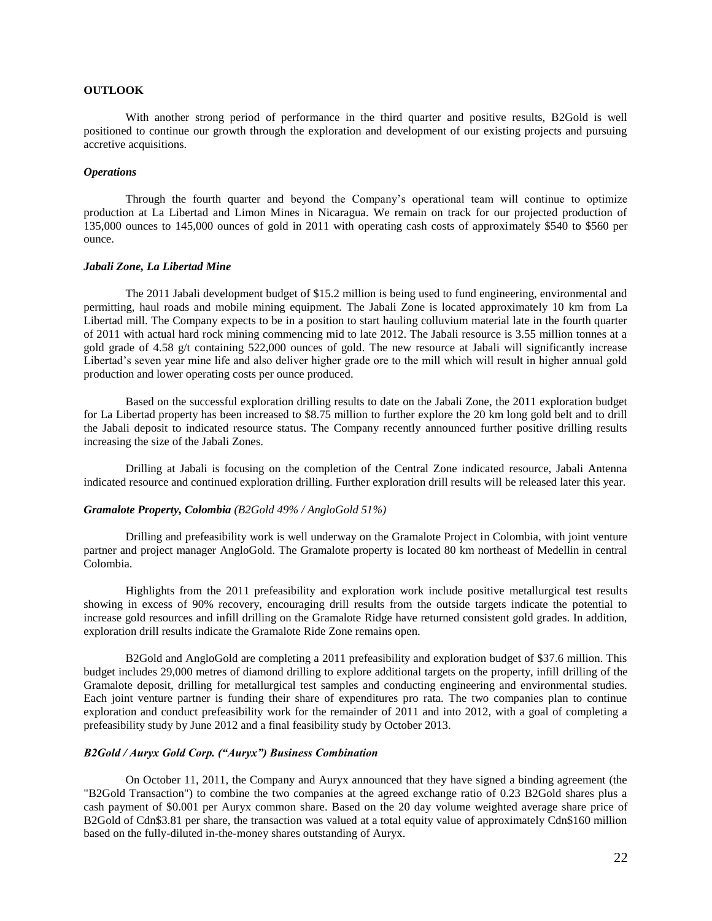## OUTLOOK

With another strong period of performance in the third quarter and positive results, B2Gold is well positioned to continue our growth through the exploration and development of our existing projects and pursuing accretive acquisitions.

### *Operations*

Through the fourth quarter and beyond the Company's operational team will continue to optimize production at La Libertad and Limon Mines in Nicaragua. We remain on track for our projected production of 135,000 ounces to 145,000 ounces of gold in 2011 with operating cash costs of approximately $540 to $560 per ounce.

### *Jabali Zone, La Libertad Mine*

The 2011 Jabali development budget of $15.2 million is being used to fund engineering, environmental and permitting, haul roads and mobile mining equipment. The Jabali Zone is located approximately 10 km from La Libertad mill. The Company expects to be in a position to start hauling colluvium material late in the fourth quarter of 2011 with actual hard rock mining commencing mid to late 2012. The Jabali resource is 3.55 million tonnes at a gold grade of 4.58 g/t containing 522,000 ounces of gold. The new resource at Jabali will significantly increase Libertad's seven year mine life and also deliver higher grade ore to the mill which will result in higher annual gold production and lower operating costs per ounce produced.

Based on the successful exploration drilling results to date on the Jabali Zone, the 2011 exploration budget for La Libertad property has been increased to $8.75 million to further explore the 20 km long gold belt and to drill the Jabali deposit to indicated resource status. The Company recently announced further positive drilling results increasing the size of the Jabali Zones.

Drilling at Jabali is focusing on the completion of the Central Zone indicated resource, Jabali Antenna indicated resource and continued exploration drilling. Further exploration drill results will be released later this year.

### *Gramalote Property, Colombia (B2Gold 49% / AngloGold 51%)*

Drilling and prefeasibility work is well underway on the Gramalote Project in Colombia, with joint venture partner and project manager AngloGold. The Gramalote property is located 80 km northeast of Medellin in central Colombia.

Highlights from the 2011 prefeasibility and exploration work include positive metallurgical test results showing in excess of 90% recovery, encouraging drill results from the outside targets indicate the potential to increase gold resources and infill drilling on the Gramalote Ridge have returned consistent gold grades. In addition, exploration drill results indicate the Gramalote Ride Zone remains open.

B2Gold and AngloGold are completing a 2011 prefeasibility and exploration budget of $37.6 million. This budget includes 29,000 metres of diamond drilling to explore additional targets on the property, infill drilling of the Gramalote deposit, drilling for metallurgical test samples and conducting engineering and environmental studies. Each joint venture partner is funding their share of expenditures pro rata. The two companies plan to continue exploration and conduct prefeasibility work for the remainder of 2011 and into 2012, with a goal of completing a prefeasibility study by June 2012 and a final feasibility study by October 2013.

### *B2Gold / Auryx Gold Corp. ("Auryx") Business Combination*

On October 11, 2011, the Company and Auryx announced that they have signed a binding agreement (the "B2Gold Transaction") to combine the two companies at the agreed exchange ratio of 0.23 B2Gold shares plus a cash payment of $0.001 per Auryx common share. Based on the 20 day volume weighted average share price of B2Gold of Cdn$3.81 per share, the transaction was valued at a total equity value of approximately Cdn$160 million based on the fully-diluted in-the-money shares outstanding of Auryx.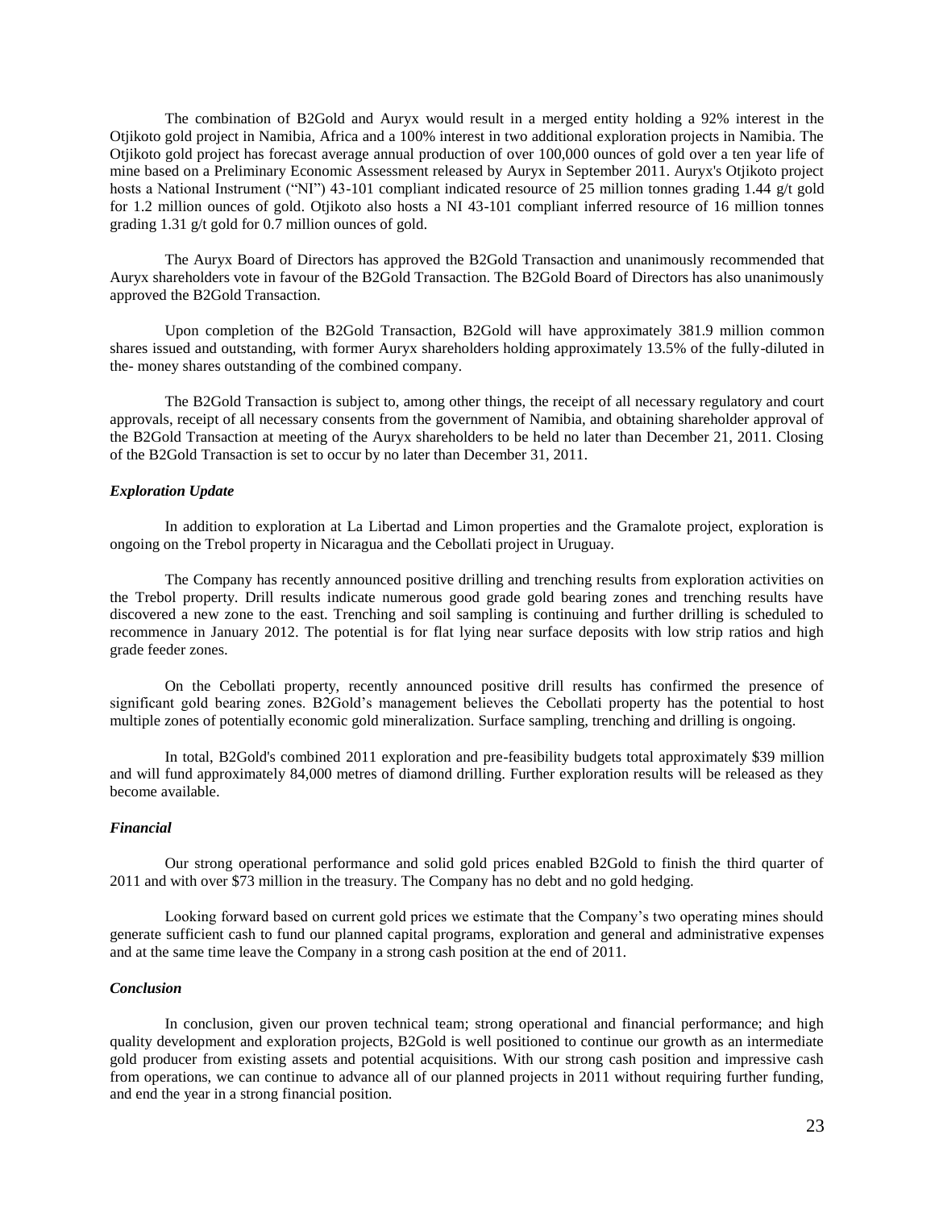The combination of B2Gold and Auryx would result in a merged entity holding a 92% interest in the Otjikoto gold project in Namibia, Africa and a 100% interest in two additional exploration projects in Namibia. The Otjikoto gold project has forecast average annual production of over 100,000 ounces of gold over a ten year life of mine based on a Preliminary Economic Assessment released by Auryx in September 2011. Auryx's Otjikoto project hosts a National Instrument ("NI") 43-101 compliant indicated resource of 25 million tonnes grading 1.44 g/t gold for 1.2 million ounces of gold. Otjikoto also hosts a NI 43-101 compliant inferred resource of 16 million tonnes grading 1.31 g/t gold for 0.7 million ounces of gold.

The Auryx Board of Directors has approved the B2Gold Transaction and unanimously recommended that Auryx shareholders vote in favour of the B2Gold Transaction. The B2Gold Board of Directors has also unanimously approved the B2Gold Transaction.

Upon completion of the B2Gold Transaction, B2Gold will have approximately 381.9 million common shares issued and outstanding, with former Auryx shareholders holding approximately 13.5% of the fully-diluted in the- money shares outstanding of the combined company.

The B2Gold Transaction is subject to, among other things, the receipt of all necessary regulatory and court approvals, receipt of all necessary consents from the government of Namibia, and obtaining shareholder approval of the B2Gold Transaction at meeting of the Auryx shareholders to be held no later than December 21, 2011. Closing of the B2Gold Transaction is set to occur by no later than December 31, 2011.

***Exploration Update***

In addition to exploration at La Libertad and Limon properties and the Gramalote project, exploration is ongoing on the Trebol property in Nicaragua and the Cebollati project in Uruguay.

The Company has recently announced positive drilling and trenching results from exploration activities on the Trebol property. Drill results indicate numerous good grade gold bearing zones and trenching results have discovered a new zone to the east. Trenching and soil sampling is continuing and further drilling is scheduled to recommence in January 2012. The potential is for flat lying near surface deposits with low strip ratios and high grade feeder zones.

On the Cebollati property, recently announced positive drill results has confirmed the presence of significant gold bearing zones. B2Gold's management believes the Cebollati property has the potential to host multiple zones of potentially economic gold mineralization. Surface sampling, trenching and drilling is ongoing.

In total, B2Gold's combined 2011 exploration and pre-feasibility budgets total approximately $39 million and will fund approximately 84,000 metres of diamond drilling. Further exploration results will be released as they become available.

***Financial***

Our strong operational performance and solid gold prices enabled B2Gold to finish the third quarter of 2011 and with over $73 million in the treasury. The Company has no debt and no gold hedging.

Looking forward based on current gold prices we estimate that the Company's two operating mines should generate sufficient cash to fund our planned capital programs, exploration and general and administrative expenses and at the same time leave the Company in a strong cash position at the end of 2011.

***Conclusion***

In conclusion, given our proven technical team; strong operational and financial performance; and high quality development and exploration projects, B2Gold is well positioned to continue our growth as an intermediate gold producer from existing assets and potential acquisitions. With our strong cash position and impressive cash from operations, we can continue to advance all of our planned projects in 2011 without requiring further funding, and end the year in a strong financial position.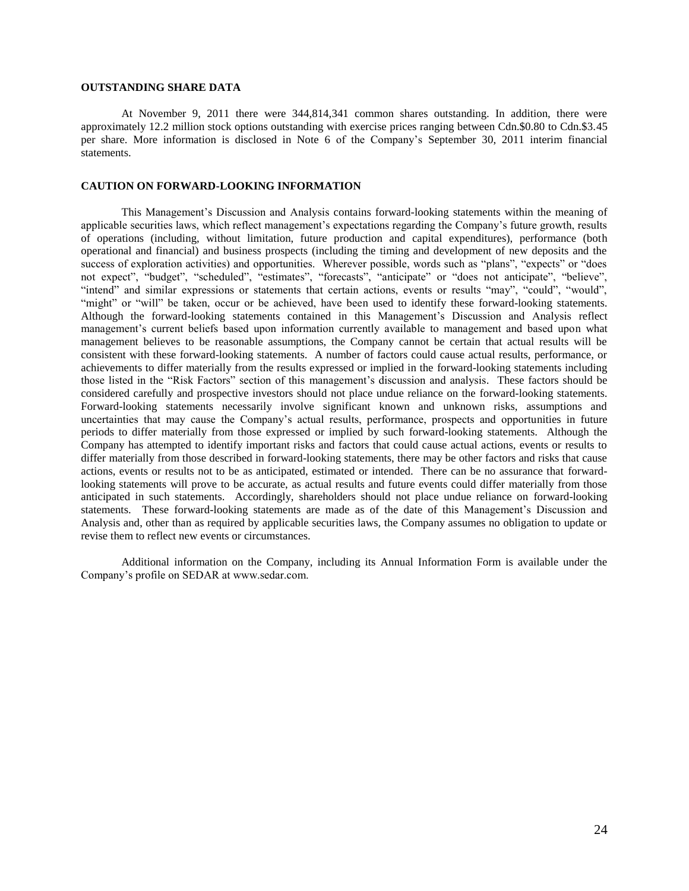## OUTSTANDING SHARE DATA

At November 9, 2011 there were 344,814,341 common shares outstanding. In addition, there were approximately 12.2 million stock options outstanding with exercise prices ranging between Cdn.$0.80 to Cdn.$3.45 per share. More information is disclosed in Note 6 of the Company's September 30, 2011 interim financial statements.

## CAUTION ON FORWARD-LOOKING INFORMATION

This Management's Discussion and Analysis contains forward-looking statements within the meaning of applicable securities laws, which reflect management's expectations regarding the Company's future growth, results of operations (including, without limitation, future production and capital expenditures), performance (both operational and financial) and business prospects (including the timing and development of new deposits and the success of exploration activities) and opportunities. Wherever possible, words such as "plans", "expects" or "does not expect", "budget", "scheduled", "estimates", "forecasts", "anticipate" or "does not anticipate", "believe", "intend" and similar expressions or statements that certain actions, events or results "may", "could", "would", "might" or "will" be taken, occur or be achieved, have been used to identify these forward-looking statements. Although the forward-looking statements contained in this Management's Discussion and Analysis reflect management's current beliefs based upon information currently available to management and based upon what management believes to be reasonable assumptions, the Company cannot be certain that actual results will be consistent with these forward-looking statements. A number of factors could cause actual results, performance, or achievements to differ materially from the results expressed or implied in the forward-looking statements including those listed in the "Risk Factors" section of this management's discussion and analysis. These factors should be considered carefully and prospective investors should not place undue reliance on the forward-looking statements. Forward-looking statements necessarily involve significant known and unknown risks, assumptions and uncertainties that may cause the Company's actual results, performance, prospects and opportunities in future periods to differ materially from those expressed or implied by such forward-looking statements. Although the Company has attempted to identify important risks and factors that could cause actual actions, events or results to differ materially from those described in forward-looking statements, there may be other factors and risks that cause actions, events or results not to be as anticipated, estimated or intended. There can be no assurance that forward-looking statements will prove to be accurate, as actual results and future events could differ materially from those anticipated in such statements. Accordingly, shareholders should not place undue reliance on forward-looking statements. These forward-looking statements are made as of the date of this Management's Discussion and Analysis and, other than as required by applicable securities laws, the Company assumes no obligation to update or revise them to reflect new events or circumstances.

Additional information on the Company, including its Annual Information Form is available under the Company's profile on SEDAR at www.sedar.com.